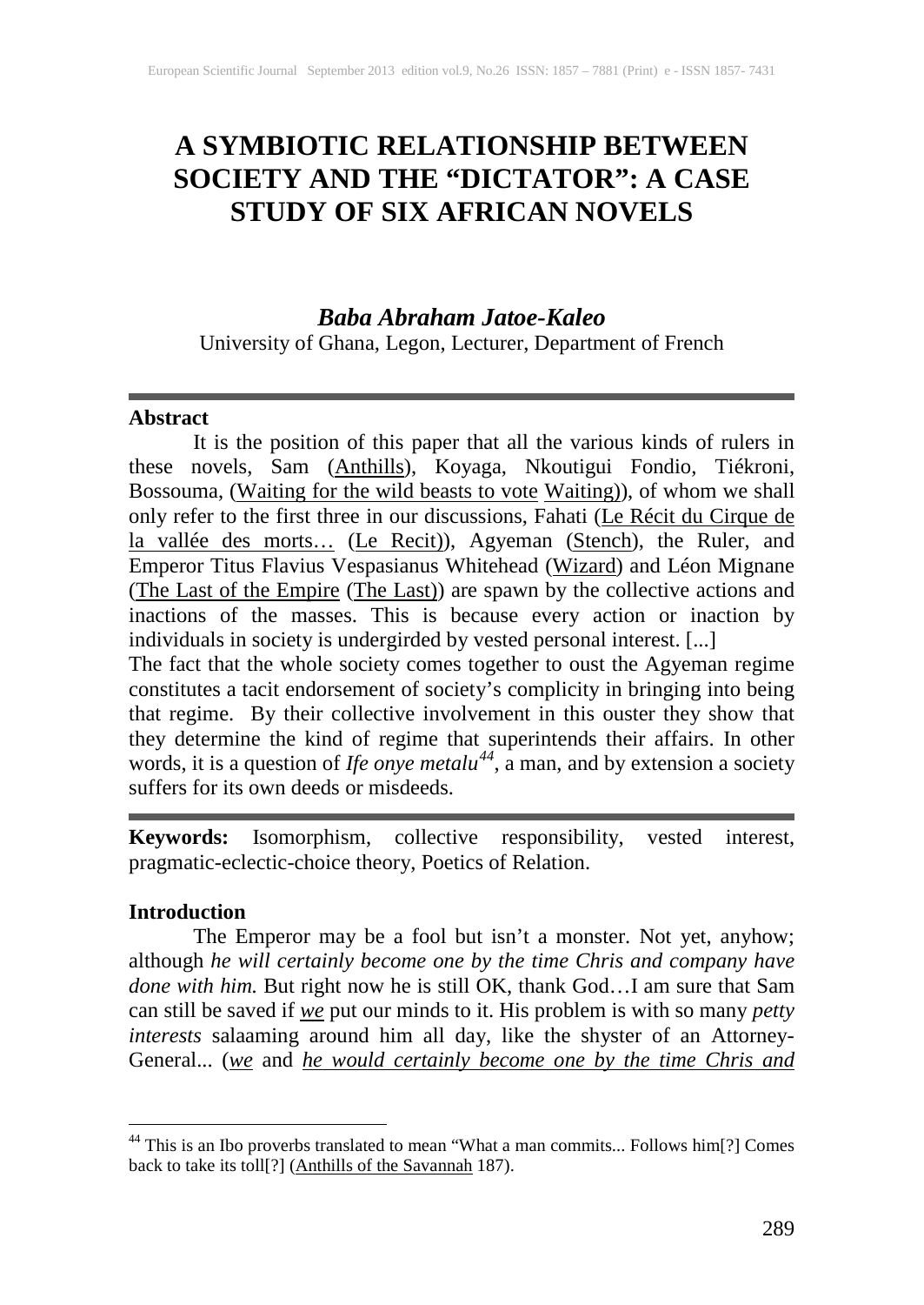# A SYMBIOTIC RELATIONSHIP BETWEEN SOCIETY AND THE "DICTATOR": A CASE STUDY OF SIX AFRICAN NOVELS

### *Baba Abraham Jatoe-Kaleo*

University of Ghana, Legon, Lecturer, Department of French

## Abstract

It is the position of this paper that all the various kinds of rulers in these novels, Sam (Anthills), Koyaga, Nkoutigui Fondio, Tiékroni, Bossouma, (Waiting for the wild beasts to vote Waiting)), of whom we shall only refer to the first three in our discussions, Fahati (Le Récit du Cirque de la vallée des morts… (Le Recit)), Agyeman (Stench), the Ruler, and Emperor Titus Flavius Vespasianus Whitehead (Wizard) and Léon Mignane (The Last of the Empire (The Last)) are spawn by the collective actions and inactions of the masses. This is because every action or inaction by individuals in society is undergirded by vested personal interest. [...]

The fact that the whole society comes together to oust the Agyeman regime constitutes a tacit endorsement of society's complicity in bringing into being that regime. By their collective involvement in this ouster they show that they determine the kind of regime that superintends their affairs. In other words, it is a question of *Ife onye metalu*[44], a man, and by extension a society suffers for its own deeds or misdeeds.

**Keywords:** Isomorphism, collective responsibility, vested interest, pragmatic-eclectic-choice theory, Poetics of Relation.

## Introduction

The Emperor may be a fool but isn't a monster. Not yet, anyhow; although *he will certainly become one by the time Chris and company have done with him.* But right now he is still OK, thank God…I am sure that Sam can still be saved if ***we*** put our minds to it. His problem is with so many *petty interests* salaaming around him all day, like the shyster of an Attorney-General... (***we*** and *he would certainly become one by the time Chris and*

[44] This is an Ibo proverbs translated to mean "What a man commits... Follows him[?] Comes back to take its toll[?] (Anthills of the Savannah 187).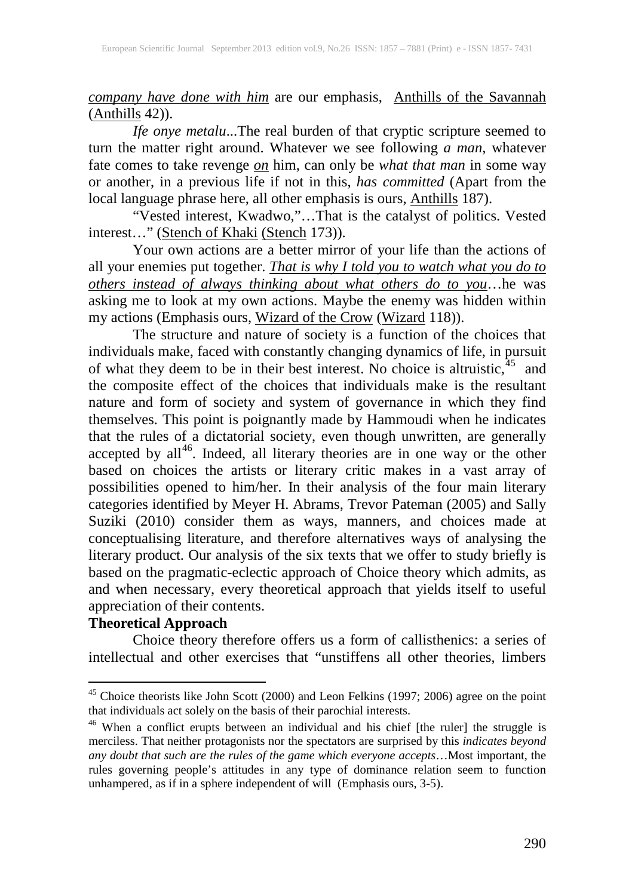*company have done with him* are our emphasis, Anthills of the Savannah (Anthills 42)).

*Ife onye metalu*...The real burden of that cryptic scripture seemed to turn the matter right around. Whatever we see following *a man*, whatever fate comes to take revenge *on* him, can only be *what that man* in some way or another, in a previous life if not in this, *has committed* (Apart from the local language phrase here, all other emphasis is ours, Anthills 187).

"Vested interest, Kwadwo,"…That is the catalyst of politics. Vested interest…" (Stench of Khaki (Stench 173)).

Your own actions are a better mirror of your life than the actions of all your enemies put together. *That is why I told you to watch what you do to others instead of always thinking about what others do to you*…he was asking me to look at my own actions. Maybe the enemy was hidden within my actions (Emphasis ours, Wizard of the Crow (Wizard 118)).

The structure and nature of society is a function of the choices that individuals make, faced with constantly changing dynamics of life, in pursuit of what they deem to be in their best interest. No choice is altruistic,[45] and the composite effect of the choices that individuals make is the resultant nature and form of society and system of governance in which they find themselves. This point is poignantly made by Hammoudi when he indicates that the rules of a dictatorial society, even though unwritten, are generally accepted by all[46]. Indeed, all literary theories are in one way or the other based on choices the artists or literary critic makes in a vast array of possibilities opened to him/her. In their analysis of the four main literary categories identified by Meyer H. Abrams, Trevor Pateman (2005) and Sally Suziki (2010) consider them as ways, manners, and choices made at conceptualising literature, and therefore alternatives ways of analysing the literary product. Our analysis of the six texts that we offer to study briefly is based on the pragmatic-eclectic approach of Choice theory which admits, as and when necessary, every theoretical approach that yields itself to useful appreciation of their contents.

**Theoretical Approach**

Choice theory therefore offers us a form of callisthenics: a series of intellectual and other exercises that "unstiffens all other theories, limbers

---

[45] Choice theorists like John Scott (2000) and Leon Felkins (1997; 2006) agree on the point that individuals act solely on the basis of their parochial interests.

[46] When a conflict erupts between an individual and his chief [the ruler] the struggle is merciless. That neither protagonists nor the spectators are surprised by this *indicates beyond any doubt that such are the rules of the game which everyone accepts*…Most important, the rules governing people's attitudes in any type of dominance relation seem to function unhampered, as if in a sphere independent of will (Emphasis ours, 3-5).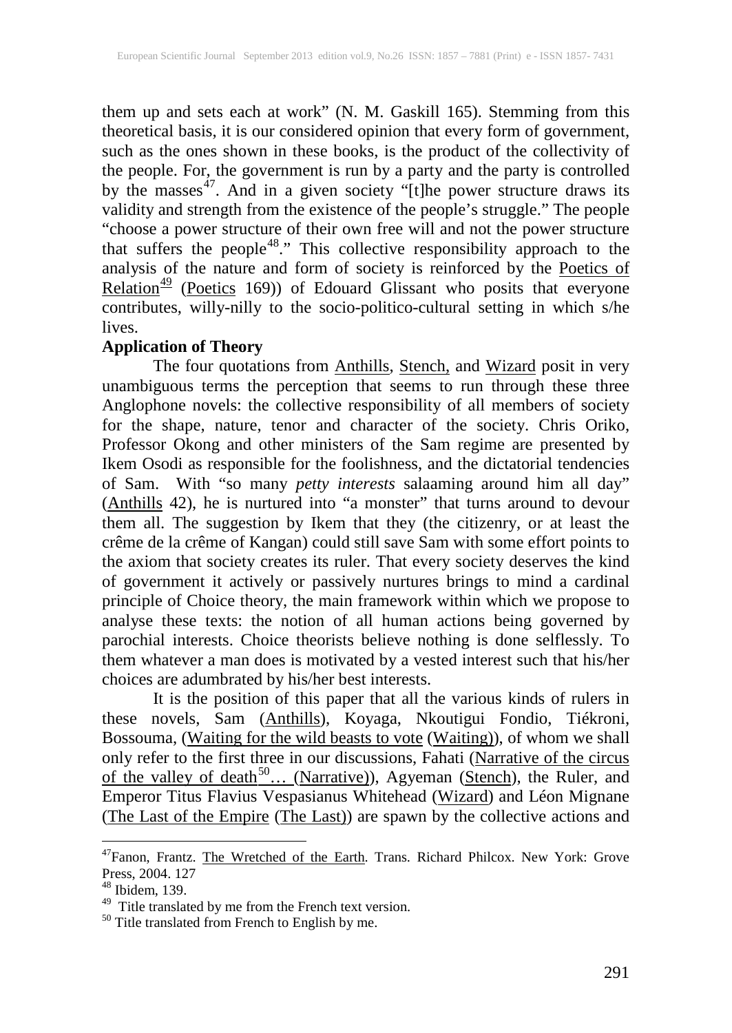them up and sets each at work" (N. M. Gaskill 165). Stemming from this theoretical basis, it is our considered opinion that every form of government, such as the ones shown in these books, is the product of the collectivity of the people. For, the government is run by a party and the party is controlled by the masses[47]. And in a given society "[t]he power structure draws its validity and strength from the existence of the people's struggle." The people "choose a power structure of their own free will and not the power structure that suffers the people[48]." This collective responsibility approach to the analysis of the nature and form of society is reinforced by the Poetics of Relation[49] (Poetics 169)) of Edouard Glissant who posits that everyone contributes, willy-nilly to the socio-politico-cultural setting in which s/he lives.

**Application of Theory**

The four quotations from Anthills, Stench, and Wizard posit in very unambiguous terms the perception that seems to run through these three Anglophone novels: the collective responsibility of all members of society for the shape, nature, tenor and character of the society. Chris Oriko, Professor Okong and other ministers of the Sam regime are presented by Ikem Osodi as responsible for the foolishness, and the dictatorial tendencies of Sam. With "so many *petty interests* salaaming around him all day" (Anthills 42), he is nurtured into "a monster" that turns around to devour them all. The suggestion by Ikem that they (the citizenry, or at least the crême de la crême of Kangan) could still save Sam with some effort points to the axiom that society creates its ruler. That every society deserves the kind of government it actively or passively nurtures brings to mind a cardinal principle of Choice theory, the main framework within which we propose to analyse these texts: the notion of all human actions being governed by parochial interests. Choice theorists believe nothing is done selflessly. To them whatever a man does is motivated by a vested interest such that his/her choices are adumbrated by his/her best interests.

It is the position of this paper that all the various kinds of rulers in these novels, Sam (Anthills), Koyaga, Nkoutigui Fondio, Tiékroni, Bossouma, (Waiting for the wild beasts to vote (Waiting)), of whom we shall only refer to the first three in our discussions, Fahati (Narrative of the circus of the valley of death[50]… (Narrative)), Agyeman (Stench), the Ruler, and Emperor Titus Flavius Vespasianus Whitehead (Wizard) and Léon Mignane (The Last of the Empire (The Last)) are spawn by the collective actions and

---

[47] Fanon, Frantz. The Wretched of the Earth. Trans. Richard Philcox. New York: Grove Press, 2004. 127

[48] Ibidem, 139.

[49] Title translated by me from the French text version.

[50] Title translated from French to English by me.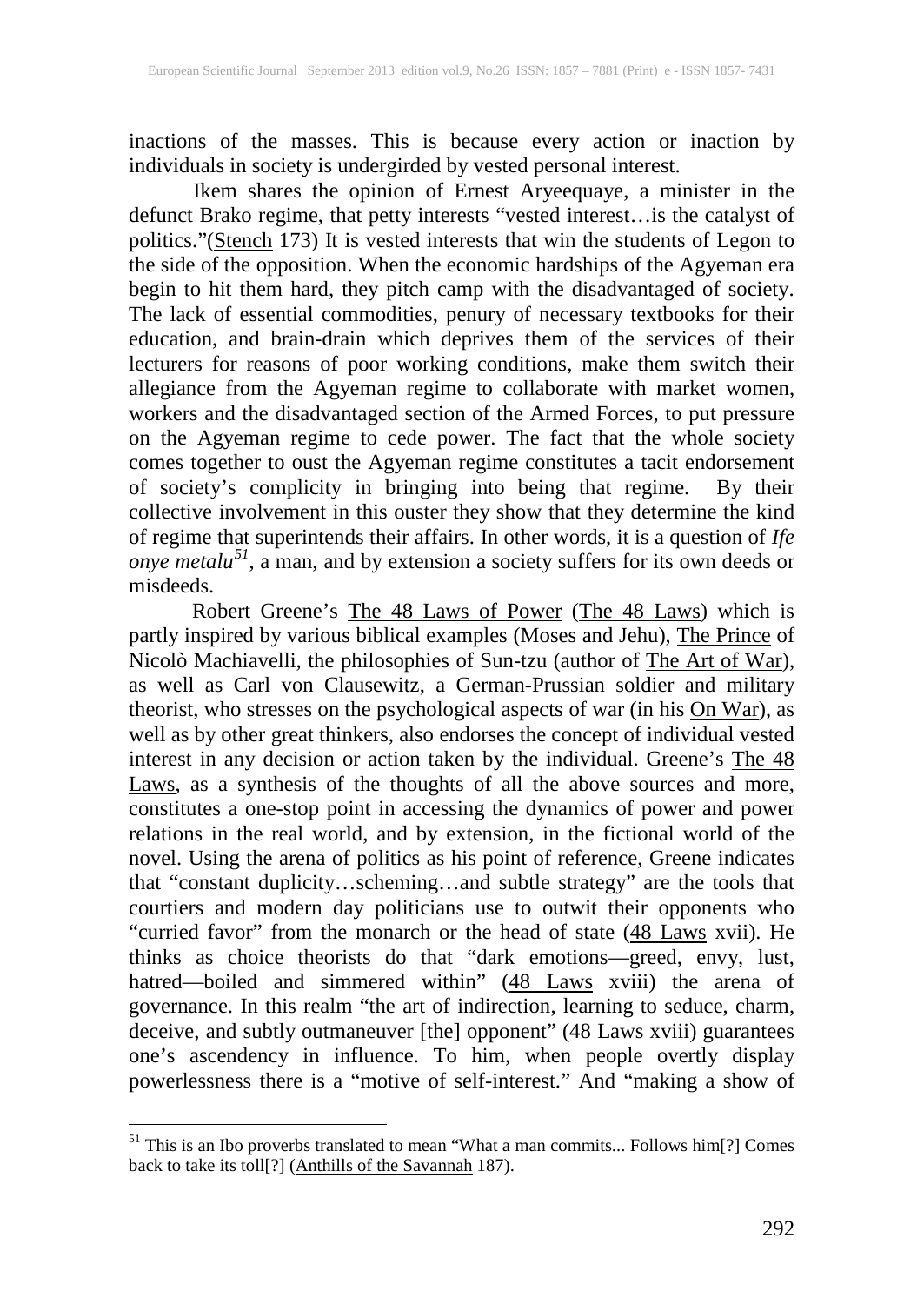inactions of the masses. This is because every action or inaction by individuals in society is undergirded by vested personal interest.

Ikem shares the opinion of Ernest Aryeequaye, a minister in the defunct Brako regime, that petty interests "vested interest…is the catalyst of politics."(Stench 173) It is vested interests that win the students of Legon to the side of the opposition. When the economic hardships of the Agyeman era begin to hit them hard, they pitch camp with the disadvantaged of society. The lack of essential commodities, penury of necessary textbooks for their education, and brain-drain which deprives them of the services of their lecturers for reasons of poor working conditions, make them switch their allegiance from the Agyeman regime to collaborate with market women, workers and the disadvantaged section of the Armed Forces, to put pressure on the Agyeman regime to cede power. The fact that the whole society comes together to oust the Agyeman regime constitutes a tacit endorsement of society's complicity in bringing into being that regime. By their collective involvement in this ouster they show that they determine the kind of regime that superintends their affairs. In other words, it is a question of *Ife onye metalu*[51], a man, and by extension a society suffers for its own deeds or misdeeds.

Robert Greene's The 48 Laws of Power (The 48 Laws) which is partly inspired by various biblical examples (Moses and Jehu), The Prince of Nicolò Machiavelli, the philosophies of Sun-tzu (author of The Art of War), as well as Carl von Clausewitz, a German-Prussian soldier and military theorist, who stresses on the psychological aspects of war (in his On War), as well as by other great thinkers, also endorses the concept of individual vested interest in any decision or action taken by the individual. Greene's The 48 Laws, as a synthesis of the thoughts of all the above sources and more, constitutes a one-stop point in accessing the dynamics of power and power relations in the real world, and by extension, in the fictional world of the novel. Using the arena of politics as his point of reference, Greene indicates that "constant duplicity…scheming…and subtle strategy" are the tools that courtiers and modern day politicians use to outwit their opponents who "curried favor" from the monarch or the head of state (48 Laws xvii). He thinks as choice theorists do that "dark emotions—greed, envy, lust, hatred—boiled and simmered within" (48 Laws xviii) the arena of governance. In this realm "the art of indirection, learning to seduce, charm, deceive, and subtly outmaneuver [the] opponent" (48 Laws xviii) guarantees one's ascendency in influence. To him, when people overtly display powerlessness there is a "motive of self-interest." And "making a show of

---

[51] This is an Ibo proverbs translated to mean "What a man commits... Follows him[?] Comes back to take its toll[?] (Anthills of the Savannah 187).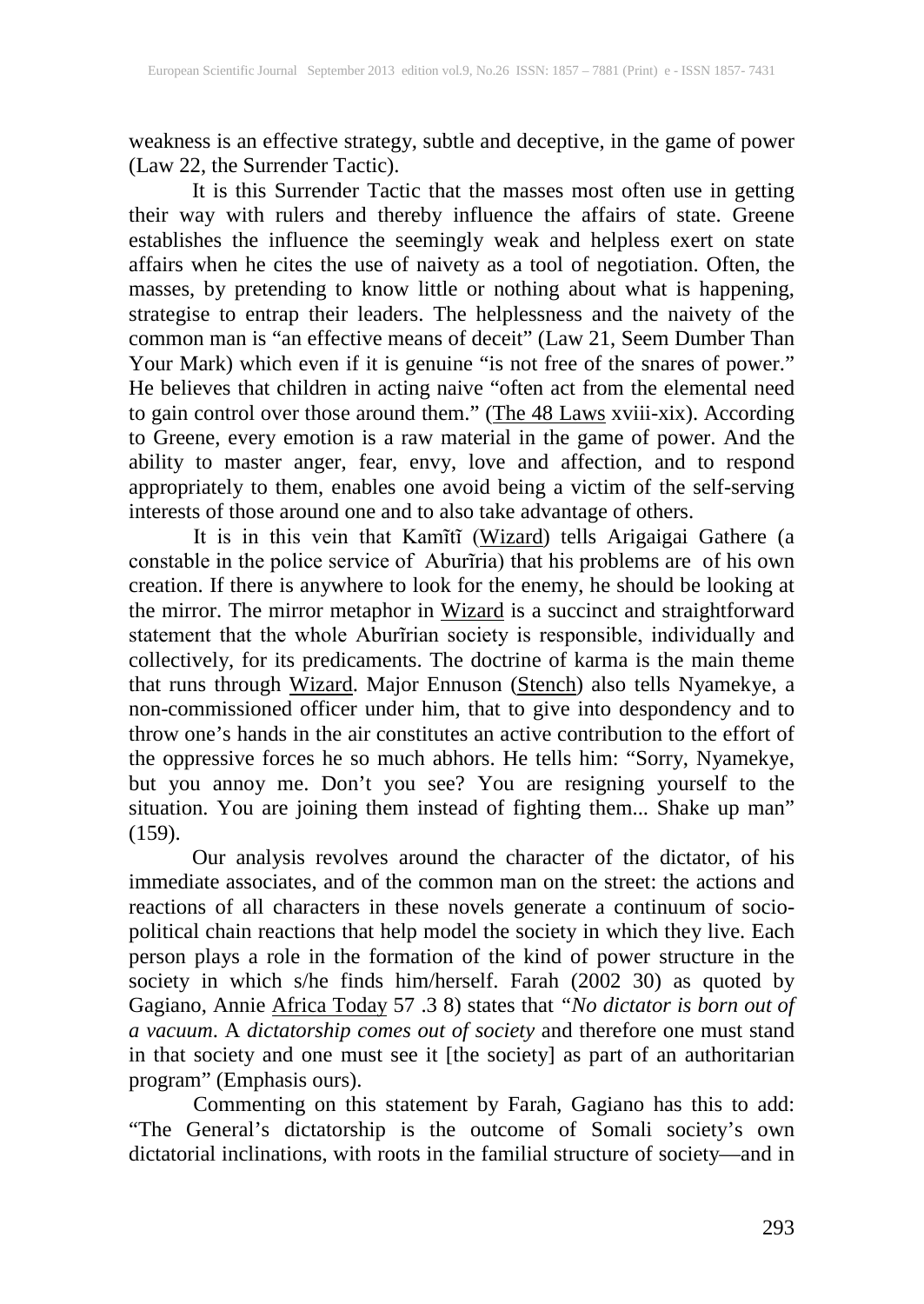weakness is an effective strategy, subtle and deceptive, in the game of power (Law 22, the Surrender Tactic).

It is this Surrender Tactic that the masses most often use in getting their way with rulers and thereby influence the affairs of state. Greene establishes the influence the seemingly weak and helpless exert on state affairs when he cites the use of naivety as a tool of negotiation. Often, the masses, by pretending to know little or nothing about what is happening, strategise to entrap their leaders. The helplessness and the naivety of the common man is "an effective means of deceit" (Law 21, Seem Dumber Than Your Mark) which even if it is genuine "is not free of the snares of power." He believes that children in acting naive "often act from the elemental need to gain control over those around them." (The 48 Laws xviii-xix). According to Greene, every emotion is a raw material in the game of power. And the ability to master anger, fear, envy, love and affection, and to respond appropriately to them, enables one avoid being a victim of the self-serving interests of those around one and to also take advantage of others.

It is in this vein that Kamĩtĩ (Wizard) tells Arigaigai Gathere (a constable in the police service of Aburĩria) that his problems are of his own creation. If there is anywhere to look for the enemy, he should be looking at the mirror. The mirror metaphor in Wizard is a succinct and straightforward statement that the whole Aburĩrian society is responsible, individually and collectively, for its predicaments. The doctrine of karma is the main theme that runs through Wizard. Major Ennuson (Stench) also tells Nyamekye, a non-commissioned officer under him, that to give into despondency and to throw one's hands in the air constitutes an active contribution to the effort of the oppressive forces he so much abhors. He tells him: "Sorry, Nyamekye, but you annoy me. Don't you see? You are resigning yourself to the situation. You are joining them instead of fighting them... Shake up man" (159).

Our analysis revolves around the character of the dictator, of his immediate associates, and of the common man on the street: the actions and reactions of all characters in these novels generate a continuum of socio-political chain reactions that help model the society in which they live. Each person plays a role in the formation of the kind of power structure in the society in which s/he finds him/herself. Farah (2002 30) as quoted by Gagiano, Annie Africa Today 57 .3 8) states that *"No dictator is born out of a vacuum*. A *dictatorship comes out of society* and therefore one must stand in that society and one must see it [the society] as part of an authoritarian program" (Emphasis ours).

Commenting on this statement by Farah, Gagiano has this to add: "The General's dictatorship is the outcome of Somali society's own dictatorial inclinations, with roots in the familial structure of society—and in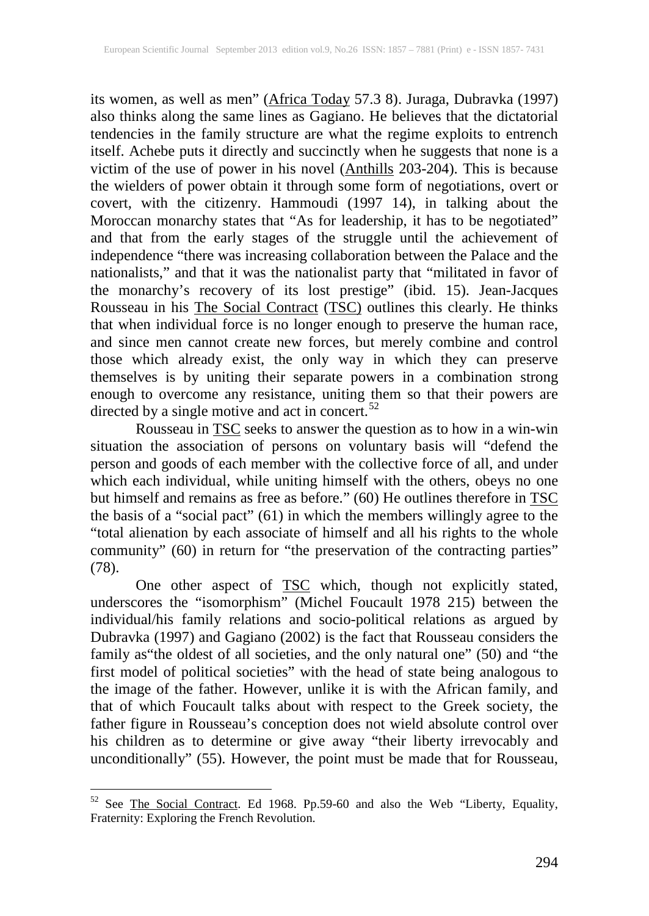its women, as well as men" (Africa Today 57.3 8). Juraga, Dubravka (1997) also thinks along the same lines as Gagiano. He believes that the dictatorial tendencies in the family structure are what the regime exploits to entrench itself. Achebe puts it directly and succinctly when he suggests that none is a victim of the use of power in his novel (Anthills 203-204). This is because the wielders of power obtain it through some form of negotiations, overt or covert, with the citizenry. Hammoudi (1997 14), in talking about the Moroccan monarchy states that "As for leadership, it has to be negotiated" and that from the early stages of the struggle until the achievement of independence "there was increasing collaboration between the Palace and the nationalists," and that it was the nationalist party that "militated in favor of the monarchy's recovery of its lost prestige" (ibid. 15). Jean-Jacques Rousseau in his The Social Contract (TSC) outlines this clearly. He thinks that when individual force is no longer enough to preserve the human race, and since men cannot create new forces, but merely combine and control those which already exist, the only way in which they can preserve themselves is by uniting their separate powers in a combination strong enough to overcome any resistance, uniting them so that their powers are directed by a single motive and act in concert.[52]

Rousseau in TSC seeks to answer the question as to how in a win-win situation the association of persons on voluntary basis will "defend the person and goods of each member with the collective force of all, and under which each individual, while uniting himself with the others, obeys no one but himself and remains as free as before." (60) He outlines therefore in TSC the basis of a "social pact" (61) in which the members willingly agree to the "total alienation by each associate of himself and all his rights to the whole community" (60) in return for "the preservation of the contracting parties" (78).

One other aspect of TSC which, though not explicitly stated, underscores the "isomorphism" (Michel Foucault 1978 215) between the individual/his family relations and socio-political relations as argued by Dubravka (1997) and Gagiano (2002) is the fact that Rousseau considers the family as"the oldest of all societies, and the only natural one" (50) and "the first model of political societies" with the head of state being analogous to the image of the father. However, unlike it is with the African family, and that of which Foucault talks about with respect to the Greek society, the father figure in Rousseau's conception does not wield absolute control over his children as to determine or give away "their liberty irrevocably and unconditionally" (55). However, the point must be made that for Rousseau,

---

[52] See The Social Contract. Ed 1968. Pp.59-60 and also the Web "Liberty, Equality, Fraternity: Exploring the French Revolution.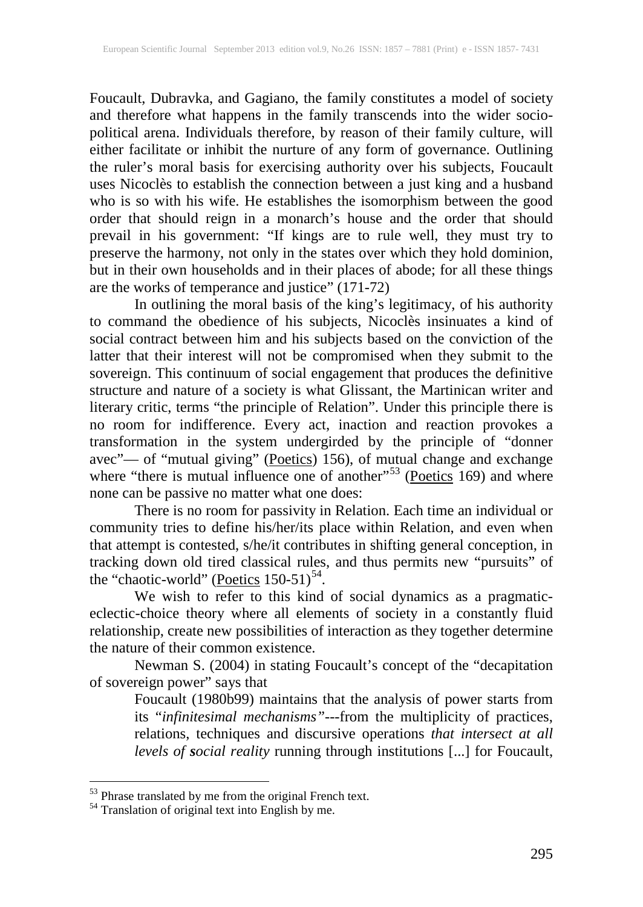Foucault, Dubravka, and Gagiano, the family constitutes a model of society and therefore what happens in the family transcends into the wider socio-political arena. Individuals therefore, by reason of their family culture, will either facilitate or inhibit the nurture of any form of governance. Outlining the ruler's moral basis for exercising authority over his subjects, Foucault uses Nicoclès to establish the connection between a just king and a husband who is so with his wife. He establishes the isomorphism between the good order that should reign in a monarch's house and the order that should prevail in his government: "If kings are to rule well, they must try to preserve the harmony, not only in the states over which they hold dominion, but in their own households and in their places of abode; for all these things are the works of temperance and justice" (171-72)

In outlining the moral basis of the king's legitimacy, of his authority to command the obedience of his subjects, Nicoclès insinuates a kind of social contract between him and his subjects based on the conviction of the latter that their interest will not be compromised when they submit to the sovereign. This continuum of social engagement that produces the definitive structure and nature of a society is what Glissant, the Martinican writer and literary critic, terms "the principle of Relation". Under this principle there is no room for indifference. Every act, inaction and reaction provokes a transformation in the system undergirded by the principle of "donner avec"— of "mutual giving" (Poetics) 156), of mutual change and exchange where "there is mutual influence one of another"[53] (Poetics 169) and where none can be passive no matter what one does:

> There is no room for passivity in Relation. Each time an individual or community tries to define his/her/its place within Relation, and even when that attempt is contested, s/he/it contributes in shifting general conception, in tracking down old tired classical rules, and thus permits new "pursuits" of the "chaotic-world" (Poetics 150-51)[54].

We wish to refer to this kind of social dynamics as a pragmatic-eclectic-choice theory where all elements of society in a constantly fluid relationship, create new possibilities of interaction as they together determine the nature of their common existence.

Newman S. (2004) in stating Foucault's concept of the "decapitation of sovereign power" says that

> Foucault (1980b99) maintains that the analysis of power starts from its "*infinitesimal mechanisms"*---from the multiplicity of practices, relations, techniques and discursive operations *that intersect at all levels of **s**ocial reality* running through institutions [...] for Foucault,

---

[53] Phrase translated by me from the original French text.

[54] Translation of original text into English by me.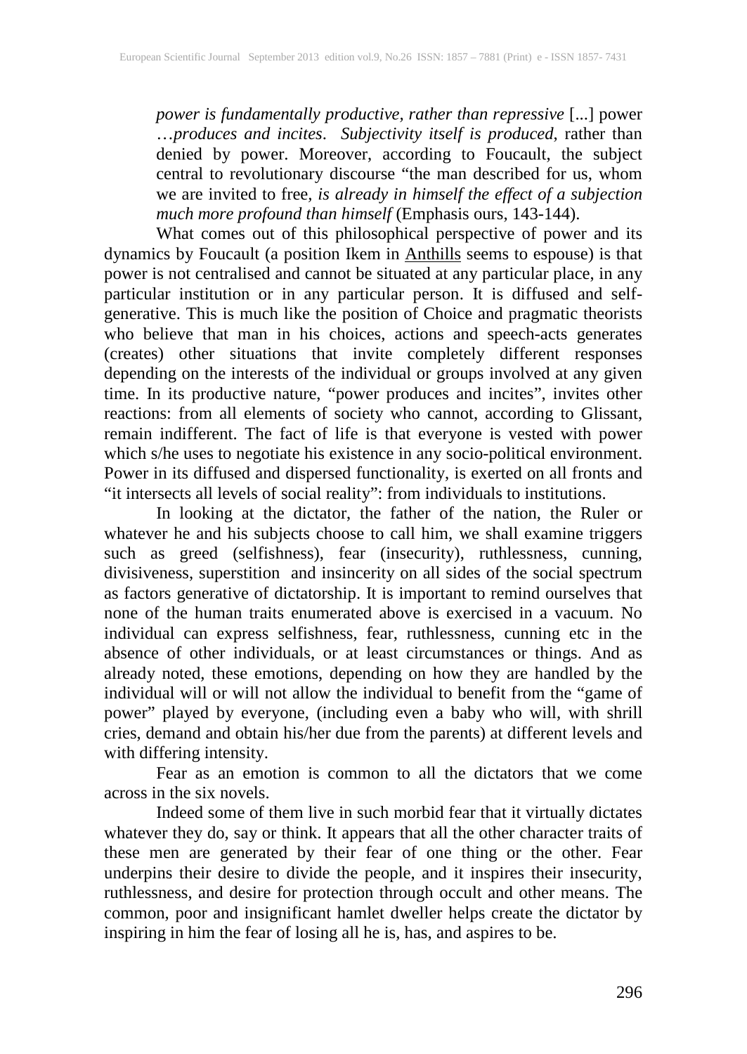> *power is fundamentally productive, rather than repressive* [...] power …*produces and incites*. *Subjectivity itself is produced*, rather than denied by power. Moreover, according to Foucault, the subject central to revolutionary discourse "the man described for us, whom we are invited to free, *is already in himself the effect of a subjection much more profound than himself* (Emphasis ours, 143-144).

What comes out of this philosophical perspective of power and its dynamics by Foucault (a position Ikem in Anthills seems to espouse) is that power is not centralised and cannot be situated at any particular place, in any particular institution or in any particular person. It is diffused and self-generative. This is much like the position of Choice and pragmatic theorists who believe that man in his choices, actions and speech-acts generates (creates) other situations that invite completely different responses depending on the interests of the individual or groups involved at any given time. In its productive nature, "power produces and incites", invites other reactions: from all elements of society who cannot, according to Glissant, remain indifferent. The fact of life is that everyone is vested with power which s/he uses to negotiate his existence in any socio-political environment. Power in its diffused and dispersed functionality, is exerted on all fronts and "it intersects all levels of social reality": from individuals to institutions.

In looking at the dictator, the father of the nation, the Ruler or whatever he and his subjects choose to call him, we shall examine triggers such as greed (selfishness), fear (insecurity), ruthlessness, cunning, divisiveness, superstition and insincerity on all sides of the social spectrum as factors generative of dictatorship. It is important to remind ourselves that none of the human traits enumerated above is exercised in a vacuum. No individual can express selfishness, fear, ruthlessness, cunning etc in the absence of other individuals, or at least circumstances or things. And as already noted, these emotions, depending on how they are handled by the individual will or will not allow the individual to benefit from the "game of power" played by everyone, (including even a baby who will, with shrill cries, demand and obtain his/her due from the parents) at different levels and with differing intensity.

Fear as an emotion is common to all the dictators that we come across in the six novels.

Indeed some of them live in such morbid fear that it virtually dictates whatever they do, say or think. It appears that all the other character traits of these men are generated by their fear of one thing or the other. Fear underpins their desire to divide the people, and it inspires their insecurity, ruthlessness, and desire for protection through occult and other means. The common, poor and insignificant hamlet dweller helps create the dictator by inspiring in him the fear of losing all he is, has, and aspires to be.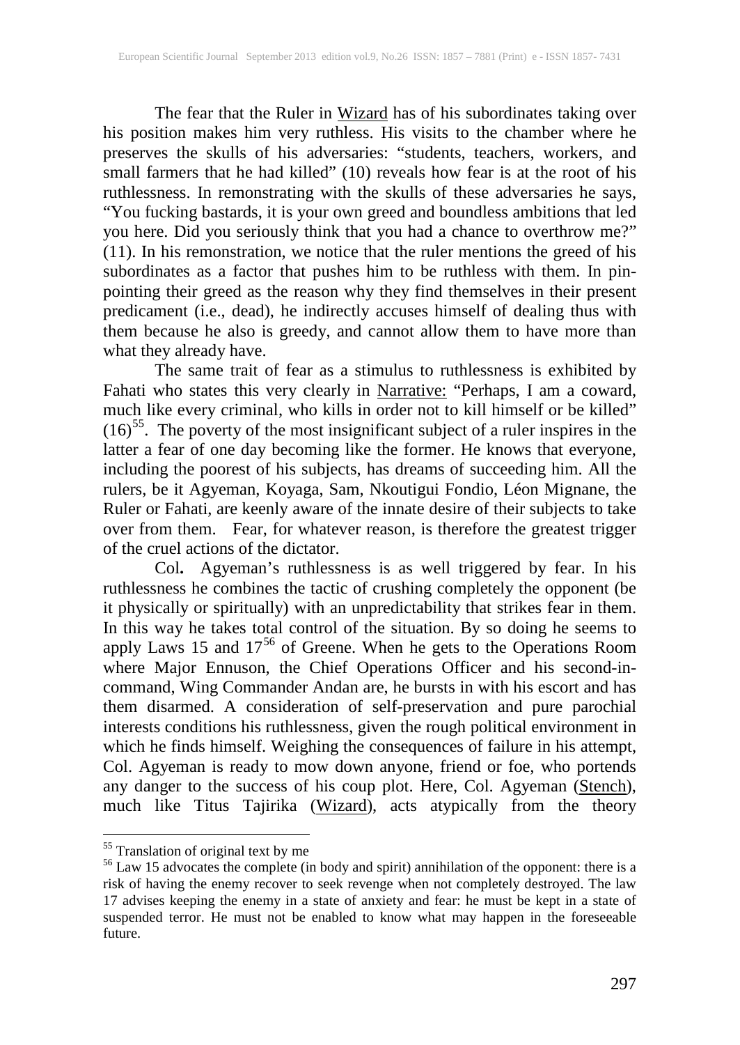The fear that the Ruler in Wizard has of his subordinates taking over his position makes him very ruthless. His visits to the chamber where he preserves the skulls of his adversaries: "students, teachers, workers, and small farmers that he had killed" (10) reveals how fear is at the root of his ruthlessness. In remonstrating with the skulls of these adversaries he says, "You fucking bastards, it is your own greed and boundless ambitions that led you here. Did you seriously think that you had a chance to overthrow me?" (11). In his remonstration, we notice that the ruler mentions the greed of his subordinates as a factor that pushes him to be ruthless with them. In pin-pointing their greed as the reason why they find themselves in their present predicament (i.e., dead), he indirectly accuses himself of dealing thus with them because he also is greedy, and cannot allow them to have more than what they already have.

The same trait of fear as a stimulus to ruthlessness is exhibited by Fahati who states this very clearly in Narrative: "Perhaps, I am a coward, much like every criminal, who kills in order not to kill himself or be killed" (16)[55]. The poverty of the most insignificant subject of a ruler inspires in the latter a fear of one day becoming like the former. He knows that everyone, including the poorest of his subjects, has dreams of succeeding him. All the rulers, be it Agyeman, Koyaga, Sam, Nkoutigui Fondio, Léon Mignane, the Ruler or Fahati, are keenly aware of the innate desire of their subjects to take over from them. Fear, for whatever reason, is therefore the greatest trigger of the cruel actions of the dictator.

Col**.** Agyeman's ruthlessness is as well triggered by fear. In his ruthlessness he combines the tactic of crushing completely the opponent (be it physically or spiritually) with an unpredictability that strikes fear in them. In this way he takes total control of the situation. By so doing he seems to apply Laws 15 and 17[56] of Greene. When he gets to the Operations Room where Major Ennuson, the Chief Operations Officer and his second-in-command, Wing Commander Andan are, he bursts in with his escort and has them disarmed. A consideration of self-preservation and pure parochial interests conditions his ruthlessness, given the rough political environment in which he finds himself. Weighing the consequences of failure in his attempt, Col. Agyeman is ready to mow down anyone, friend or foe, who portends any danger to the success of his coup plot. Here, Col. Agyeman (Stench), much like Titus Tajirika (Wizard), acts atypically from the theory

---

[55] Translation of original text by me

[56] Law 15 advocates the complete (in body and spirit) annihilation of the opponent: there is a risk of having the enemy recover to seek revenge when not completely destroyed. The law 17 advises keeping the enemy in a state of anxiety and fear: he must be kept in a state of suspended terror. He must not be enabled to know what may happen in the foreseeable future.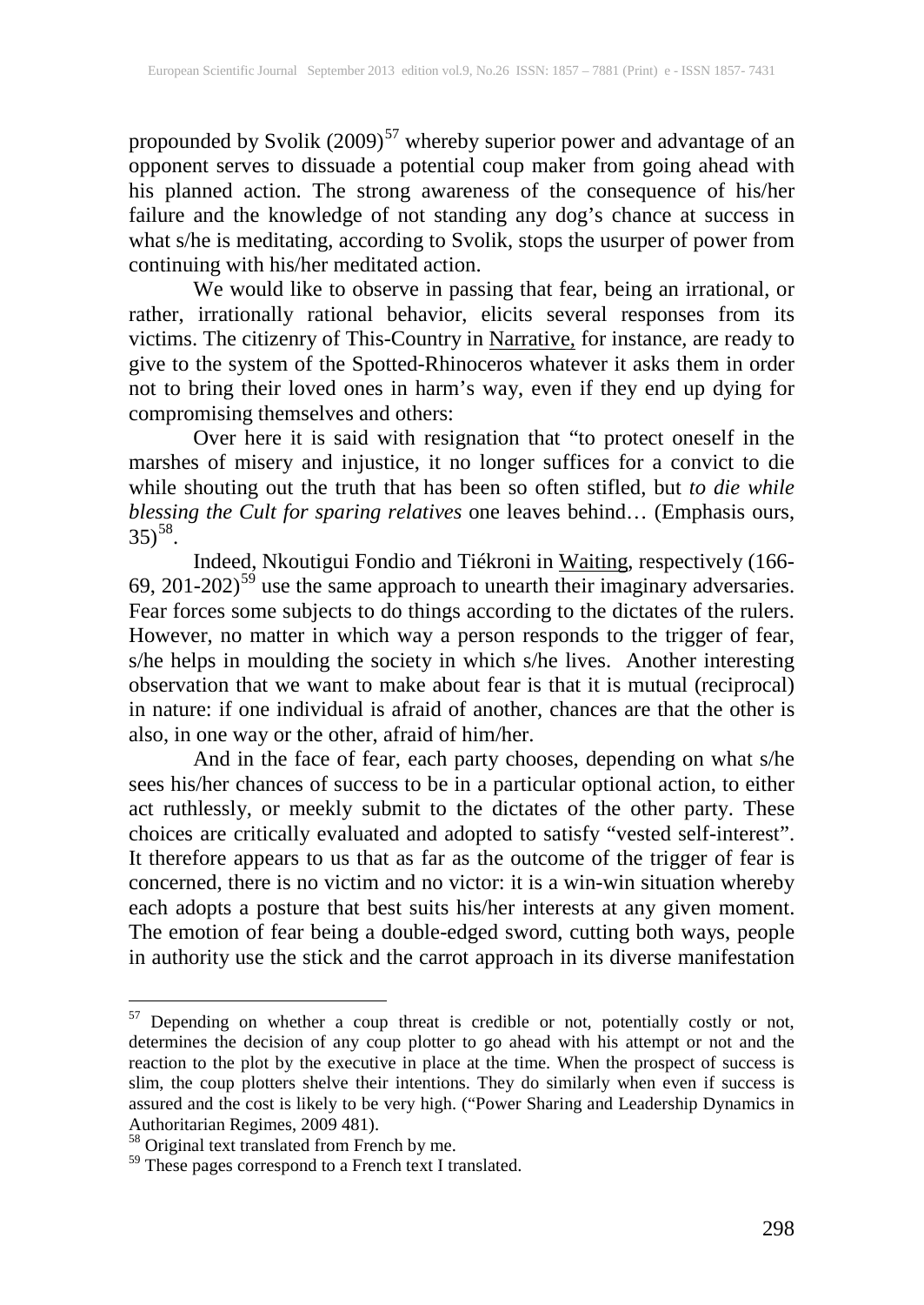propounded by Svolik (2009)[57] whereby superior power and advantage of an opponent serves to dissuade a potential coup maker from going ahead with his planned action. The strong awareness of the consequence of his/her failure and the knowledge of not standing any dog's chance at success in what s/he is meditating, according to Svolik, stops the usurper of power from continuing with his/her meditated action.

We would like to observe in passing that fear, being an irrational, or rather, irrationally rational behavior, elicits several responses from its victims. The citizenry of This-Country in Narrative, for instance, are ready to give to the system of the Spotted-Rhinoceros whatever it asks them in order not to bring their loved ones in harm's way, even if they end up dying for compromising themselves and others:

Over here it is said with resignation that "to protect oneself in the marshes of misery and injustice, it no longer suffices for a convict to die while shouting out the truth that has been so often stifled, but *to die while blessing the Cult for sparing relatives* one leaves behind… (Emphasis ours, 35)[58].

Indeed, Nkoutigui Fondio and Tiékroni in Waiting, respectively (166-69, 201-202)[59] use the same approach to unearth their imaginary adversaries. Fear forces some subjects to do things according to the dictates of the rulers. However, no matter in which way a person responds to the trigger of fear, s/he helps in moulding the society in which s/he lives. Another interesting observation that we want to make about fear is that it is mutual (reciprocal) in nature: if one individual is afraid of another, chances are that the other is also, in one way or the other, afraid of him/her.

And in the face of fear, each party chooses, depending on what s/he sees his/her chances of success to be in a particular optional action, to either act ruthlessly, or meekly submit to the dictates of the other party. These choices are critically evaluated and adopted to satisfy "vested self-interest". It therefore appears to us that as far as the outcome of the trigger of fear is concerned, there is no victim and no victor: it is a win-win situation whereby each adopts a posture that best suits his/her interests at any given moment. The emotion of fear being a double-edged sword, cutting both ways, people in authority use the stick and the carrot approach in its diverse manifestation

---

[57] Depending on whether a coup threat is credible or not, potentially costly or not, determines the decision of any coup plotter to go ahead with his attempt or not and the reaction to the plot by the executive in place at the time. When the prospect of success is slim, the coup plotters shelve their intentions. They do similarly when even if success is assured and the cost is likely to be very high. ("Power Sharing and Leadership Dynamics in Authoritarian Regimes, 2009 481).

[58] Original text translated from French by me.

[59] These pages correspond to a French text I translated.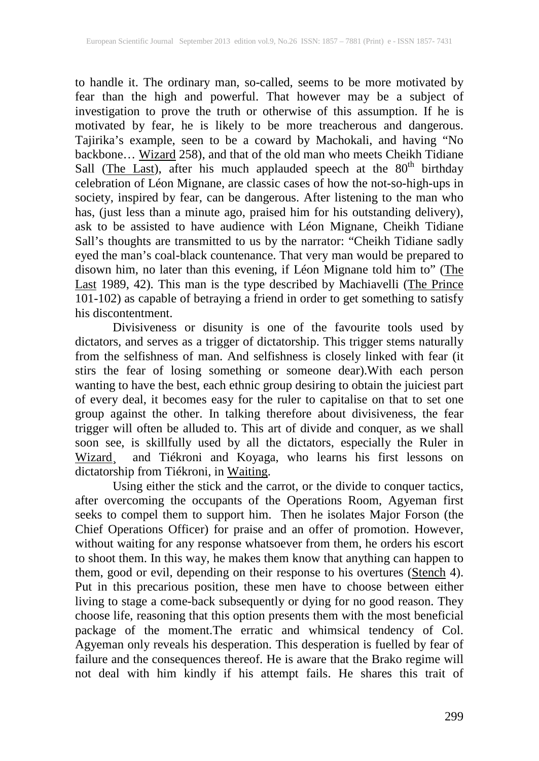to handle it. The ordinary man, so-called, seems to be more motivated by fear than the high and powerful. That however may be a subject of investigation to prove the truth or otherwise of this assumption. If he is motivated by fear, he is likely to be more treacherous and dangerous. Tajirika's example, seen to be a coward by Machokali, and having "No backbone… Wizard 258), and that of the old man who meets Cheikh Tidiane Sall (The Last), after his much applauded speech at the 80[th] birthday celebration of Léon Mignane, are classic cases of how the not-so-high-ups in society, inspired by fear, can be dangerous. After listening to the man who has, (just less than a minute ago, praised him for his outstanding delivery), ask to be assisted to have audience with Léon Mignane, Cheikh Tidiane Sall's thoughts are transmitted to us by the narrator: "Cheikh Tidiane sadly eyed the man's coal-black countenance. That very man would be prepared to disown him, no later than this evening, if Léon Mignane told him to" (The Last 1989, 42). This man is the type described by Machiavelli (The Prince 101-102) as capable of betraying a friend in order to get something to satisfy his discontentment.

Divisiveness or disunity is one of the favourite tools used by dictators, and serves as a trigger of dictatorship. This trigger stems naturally from the selfishness of man. And selfishness is closely linked with fear (it stirs the fear of losing something or someone dear).With each person wanting to have the best, each ethnic group desiring to obtain the juiciest part of every deal, it becomes easy for the ruler to capitalise on that to set one group against the other. In talking therefore about divisiveness, the fear trigger will often be alluded to. This art of divide and conquer, as we shall soon see, is skillfully used by all the dictators, especially the Ruler in Wizard, and Tiékroni and Koyaga, who learns his first lessons on dictatorship from Tiékroni, in Waiting.

Using either the stick and the carrot, or the divide to conquer tactics, after overcoming the occupants of the Operations Room, Agyeman first seeks to compel them to support him. Then he isolates Major Forson (the Chief Operations Officer) for praise and an offer of promotion. However, without waiting for any response whatsoever from them, he orders his escort to shoot them. In this way, he makes them know that anything can happen to them, good or evil, depending on their response to his overtures (Stench 4). Put in this precarious position, these men have to choose between either living to stage a come-back subsequently or dying for no good reason. They choose life, reasoning that this option presents them with the most beneficial package of the moment.The erratic and whimsical tendency of Col. Agyeman only reveals his desperation. This desperation is fuelled by fear of failure and the consequences thereof. He is aware that the Brako regime will not deal with him kindly if his attempt fails. He shares this trait of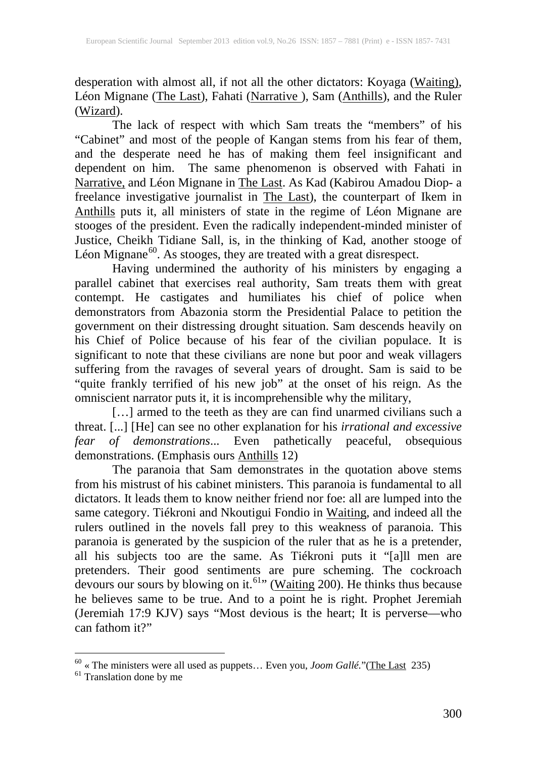desperation with almost all, if not all the other dictators: Koyaga (Waiting), Léon Mignane (The Last), Fahati (Narrative ), Sam (Anthills), and the Ruler (Wizard).

The lack of respect with which Sam treats the "members" of his "Cabinet" and most of the people of Kangan stems from his fear of them, and the desperate need he has of making them feel insignificant and dependent on him. The same phenomenon is observed with Fahati in Narrative, and Léon Mignane in The Last. As Kad (Kabirou Amadou Diop- a freelance investigative journalist in The Last), the counterpart of Ikem in Anthills puts it, all ministers of state in the regime of Léon Mignane are stooges of the president. Even the radically independent-minded minister of Justice, Cheikh Tidiane Sall, is, in the thinking of Kad, another stooge of Léon Mignane[60]. As stooges, they are treated with a great disrespect.

Having undermined the authority of his ministers by engaging a parallel cabinet that exercises real authority, Sam treats them with great contempt. He castigates and humiliates his chief of police when demonstrators from Abazonia storm the Presidential Palace to petition the government on their distressing drought situation. Sam descends heavily on his Chief of Police because of his fear of the civilian populace. It is significant to note that these civilians are none but poor and weak villagers suffering from the ravages of several years of drought. Sam is said to be "quite frankly terrified of his new job" at the onset of his reign. As the omniscient narrator puts it, it is incomprehensible why the military,

[…] armed to the teeth as they are can find unarmed civilians such a threat. [...] [He] can see no other explanation for his *irrational and excessive fear of demonstrations*... Even pathetically peaceful, obsequious demonstrations. (Emphasis ours Anthills 12)

The paranoia that Sam demonstrates in the quotation above stems from his mistrust of his cabinet ministers. This paranoia is fundamental to all dictators. It leads them to know neither friend nor foe: all are lumped into the same category. Tiékroni and Nkoutigui Fondio in Waiting, and indeed all the rulers outlined in the novels fall prey to this weakness of paranoia. This paranoia is generated by the suspicion of the ruler that as he is a pretender, all his subjects too are the same. As Tiékroni puts it "[a]ll men are pretenders. Their good sentiments are pure scheming. The cockroach devours our sours by blowing on it.[61]" (Waiting 200). He thinks thus because he believes same to be true. And to a point he is right. Prophet Jeremiah (Jeremiah 17:9 KJV) says "Most devious is the heart; It is perverse—who can fathom it?"

---

[60] « The ministers were all used as puppets… Even you, *Joom Gallé.*"(The Last 235)

[61] Translation done by me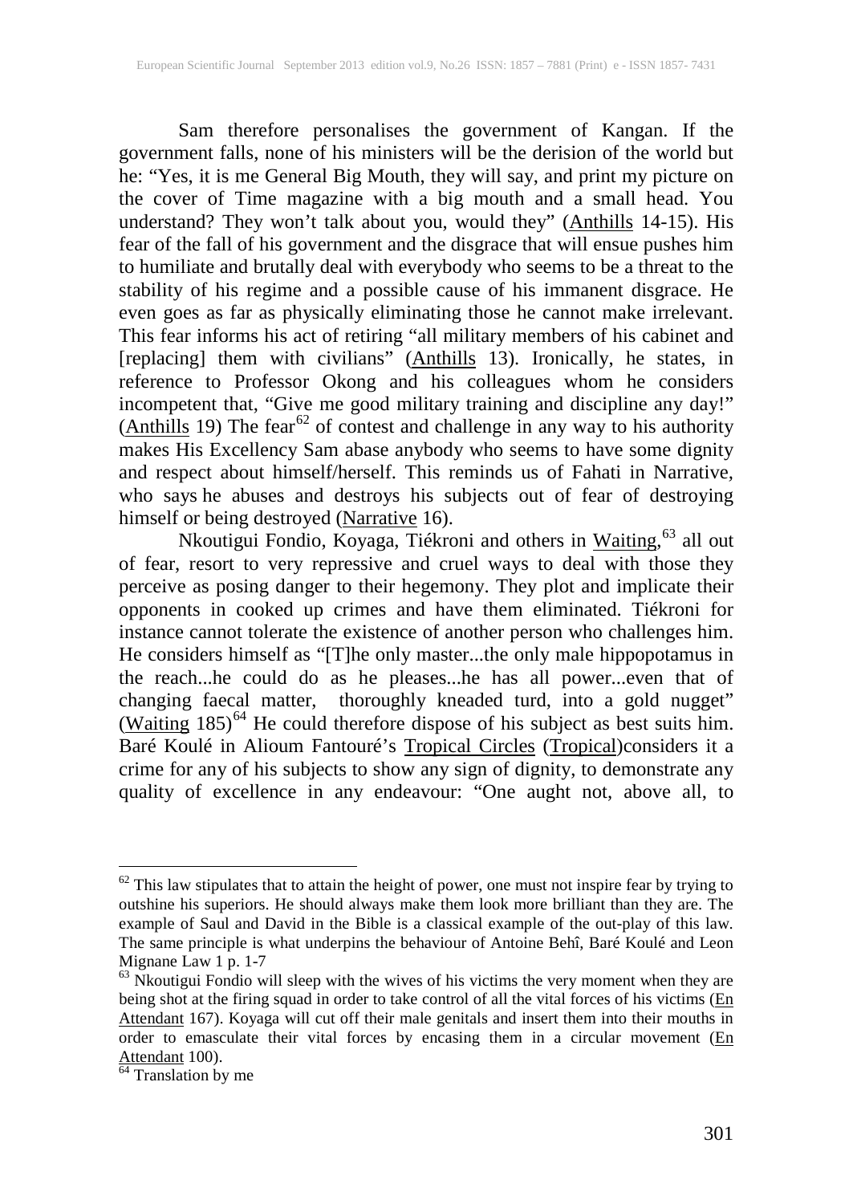Sam therefore personalises the government of Kangan. If the government falls, none of his ministers will be the derision of the world but he: "Yes, it is me General Big Mouth, they will say, and print my picture on the cover of Time magazine with a big mouth and a small head. You understand? They won't talk about you, would they" (Anthills 14-15). His fear of the fall of his government and the disgrace that will ensue pushes him to humiliate and brutally deal with everybody who seems to be a threat to the stability of his regime and a possible cause of his immanent disgrace. He even goes as far as physically eliminating those he cannot make irrelevant. This fear informs his act of retiring "all military members of his cabinet and [replacing] them with civilians" (Anthills 13). Ironically, he states, in reference to Professor Okong and his colleagues whom he considers incompetent that, "Give me good military training and discipline any day!" (Anthills 19) The fear[62] of contest and challenge in any way to his authority makes His Excellency Sam abase anybody who seems to have some dignity and respect about himself/herself. This reminds us of Fahati in Narrative, who says he abuses and destroys his subjects out of fear of destroying himself or being destroyed (Narrative 16).

Nkoutigui Fondio, Koyaga, Tiékroni and others in Waiting,[63] all out of fear, resort to very repressive and cruel ways to deal with those they perceive as posing danger to their hegemony. They plot and implicate their opponents in cooked up crimes and have them eliminated. Tiékroni for instance cannot tolerate the existence of another person who challenges him. He considers himself as "[T]he only master...the only male hippopotamus in the reach...he could do as he pleases...he has all power...even that of changing faecal matter, thoroughly kneaded turd, into a gold nugget" (Waiting 185)[64] He could therefore dispose of his subject as best suits him. Baré Koulé in Alioum Fantouré's Tropical Circles (Tropical)considers it a crime for any of his subjects to show any sign of dignity, to demonstrate any quality of excellence in any endeavour: "One aught not, above all, to

---

[62] This law stipulates that to attain the height of power, one must not inspire fear by trying to outshine his superiors. He should always make them look more brilliant than they are. The example of Saul and David in the Bible is a classical example of the out-play of this law. The same principle is what underpins the behaviour of Antoine Behî, Baré Koulé and Leon Mignane Law 1 p. 1-7

[63] Nkoutigui Fondio will sleep with the wives of his victims the very moment when they are being shot at the firing squad in order to take control of all the vital forces of his victims (En Attendant 167). Koyaga will cut off their male genitals and insert them into their mouths in order to emasculate their vital forces by encasing them in a circular movement (En Attendant 100).

[64] Translation by me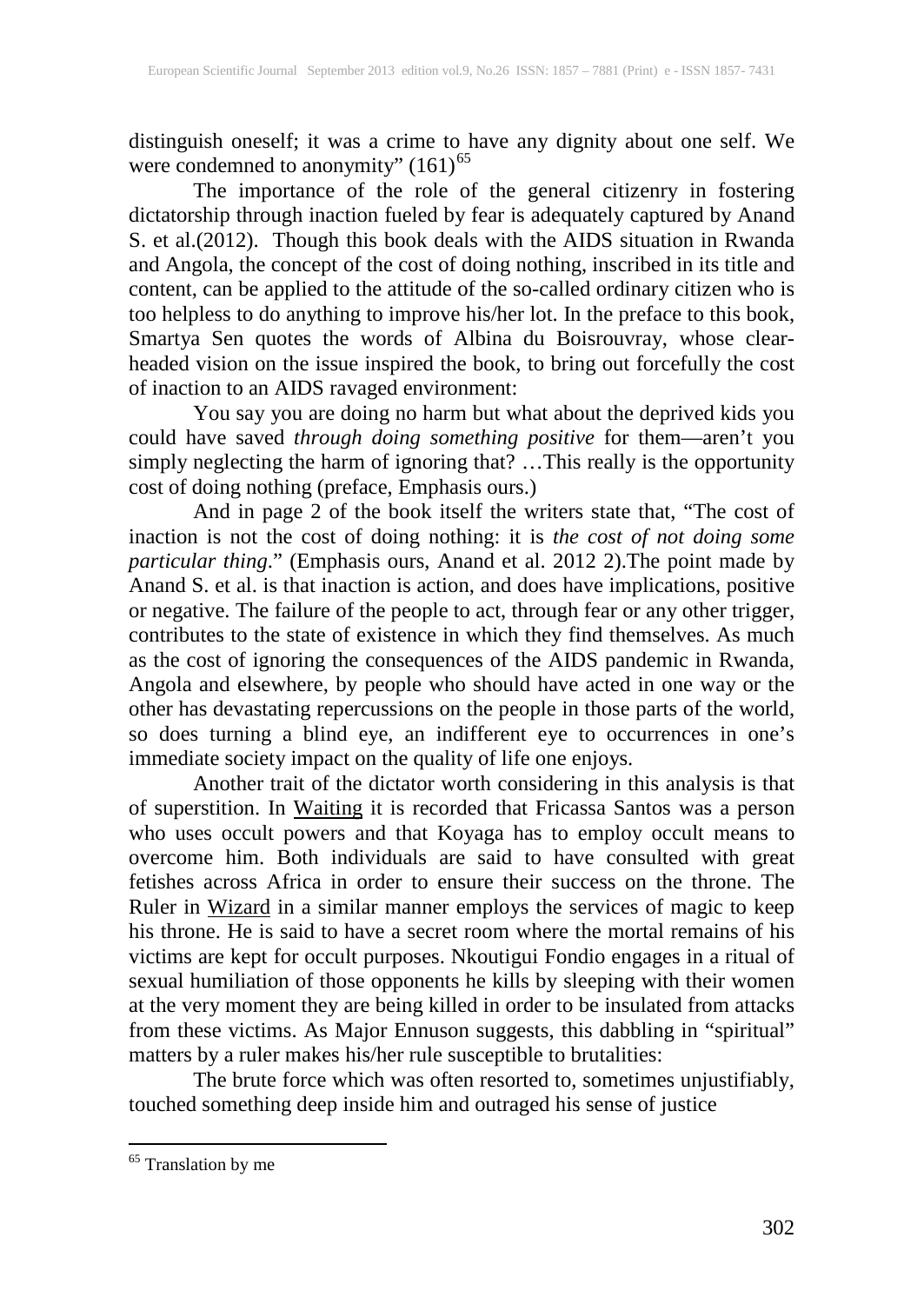distinguish oneself; it was a crime to have any dignity about one self. We were condemned to anonymity" (161)[65]

The importance of the role of the general citizenry in fostering dictatorship through inaction fueled by fear is adequately captured by Anand S. et al.(2012). Though this book deals with the AIDS situation in Rwanda and Angola, the concept of the cost of doing nothing, inscribed in its title and content, can be applied to the attitude of the so-called ordinary citizen who is too helpless to do anything to improve his/her lot. In the preface to this book, Smartya Sen quotes the words of Albina du Boisrouvray, whose clear-headed vision on the issue inspired the book, to bring out forcefully the cost of inaction to an AIDS ravaged environment:

> You say you are doing no harm but what about the deprived kids you could have saved *through doing something positive* for them—aren't you simply neglecting the harm of ignoring that? …This really is the opportunity cost of doing nothing (preface, Emphasis ours.)

And in page 2 of the book itself the writers state that, "The cost of inaction is not the cost of doing nothing: it is *the cost of not doing some particular thing*." (Emphasis ours, Anand et al. 2012 2).The point made by Anand S. et al. is that inaction is action, and does have implications, positive or negative. The failure of the people to act, through fear or any other trigger, contributes to the state of existence in which they find themselves. As much as the cost of ignoring the consequences of the AIDS pandemic in Rwanda, Angola and elsewhere, by people who should have acted in one way or the other has devastating repercussions on the people in those parts of the world, so does turning a blind eye, an indifferent eye to occurrences in one's immediate society impact on the quality of life one enjoys.

Another trait of the dictator worth considering in this analysis is that of superstition. In Waiting it is recorded that Fricassa Santos was a person who uses occult powers and that Koyaga has to employ occult means to overcome him. Both individuals are said to have consulted with great fetishes across Africa in order to ensure their success on the throne. The Ruler in Wizard in a similar manner employs the services of magic to keep his throne. He is said to have a secret room where the mortal remains of his victims are kept for occult purposes. Nkoutigui Fondio engages in a ritual of sexual humiliation of those opponents he kills by sleeping with their women at the very moment they are being killed in order to be insulated from attacks from these victims. As Major Ennuson suggests, this dabbling in "spiritual" matters by a ruler makes his/her rule susceptible to brutalities:

> The brute force which was often resorted to, sometimes unjustifiably, touched something deep inside him and outraged his sense of justice

---

[65] Translation by me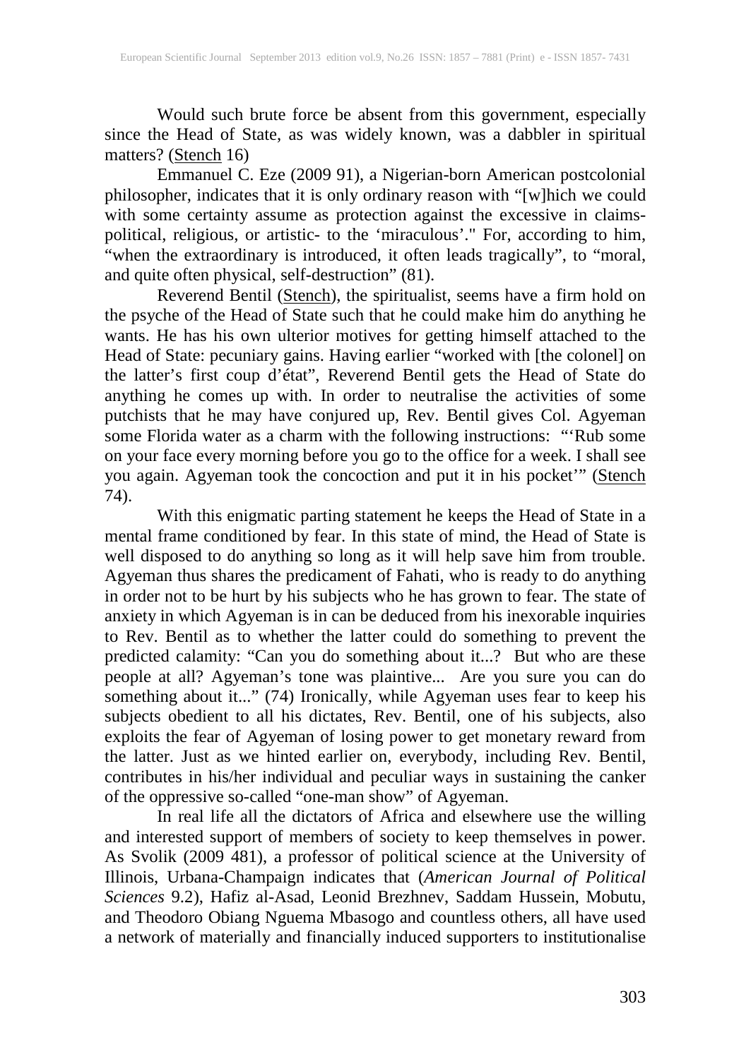Would such brute force be absent from this government, especially since the Head of State, as was widely known, was a dabbler in spiritual matters? (Stench 16)

Emmanuel C. Eze (2009 91), a Nigerian-born American postcolonial philosopher, indicates that it is only ordinary reason with "[w]hich we could with some certainty assume as protection against the excessive in claims-political, religious, or artistic- to the 'miraculous'." For, according to him, "when the extraordinary is introduced, it often leads tragically", to "moral, and quite often physical, self-destruction" (81).

Reverend Bentil (Stench), the spiritualist, seems have a firm hold on the psyche of the Head of State such that he could make him do anything he wants. He has his own ulterior motives for getting himself attached to the Head of State: pecuniary gains. Having earlier "worked with [the colonel] on the latter's first coup d'état", Reverend Bentil gets the Head of State do anything he comes up with. In order to neutralise the activities of some putchists that he may have conjured up, Rev. Bentil gives Col. Agyeman some Florida water as a charm with the following instructions: "'Rub some on your face every morning before you go to the office for a week. I shall see you again. Agyeman took the concoction and put it in his pocket'" (Stench 74).

With this enigmatic parting statement he keeps the Head of State in a mental frame conditioned by fear. In this state of mind, the Head of State is well disposed to do anything so long as it will help save him from trouble. Agyeman thus shares the predicament of Fahati, who is ready to do anything in order not to be hurt by his subjects who he has grown to fear. The state of anxiety in which Agyeman is in can be deduced from his inexorable inquiries to Rev. Bentil as to whether the latter could do something to prevent the predicted calamity: "Can you do something about it...? But who are these people at all? Agyeman's tone was plaintive... Are you sure you can do something about it..." (74) Ironically, while Agyeman uses fear to keep his subjects obedient to all his dictates, Rev. Bentil, one of his subjects, also exploits the fear of Agyeman of losing power to get monetary reward from the latter. Just as we hinted earlier on, everybody, including Rev. Bentil, contributes in his/her individual and peculiar ways in sustaining the canker of the oppressive so-called "one-man show" of Agyeman.

In real life all the dictators of Africa and elsewhere use the willing and interested support of members of society to keep themselves in power. As Svolik (2009 481), a professor of political science at the University of Illinois, Urbana-Champaign indicates that (*American Journal of Political Sciences* 9.2), Hafiz al-Asad, Leonid Brezhnev, Saddam Hussein, Mobutu, and Theodoro Obiang Nguema Mbasogo and countless others, all have used a network of materially and financially induced supporters to institutionalise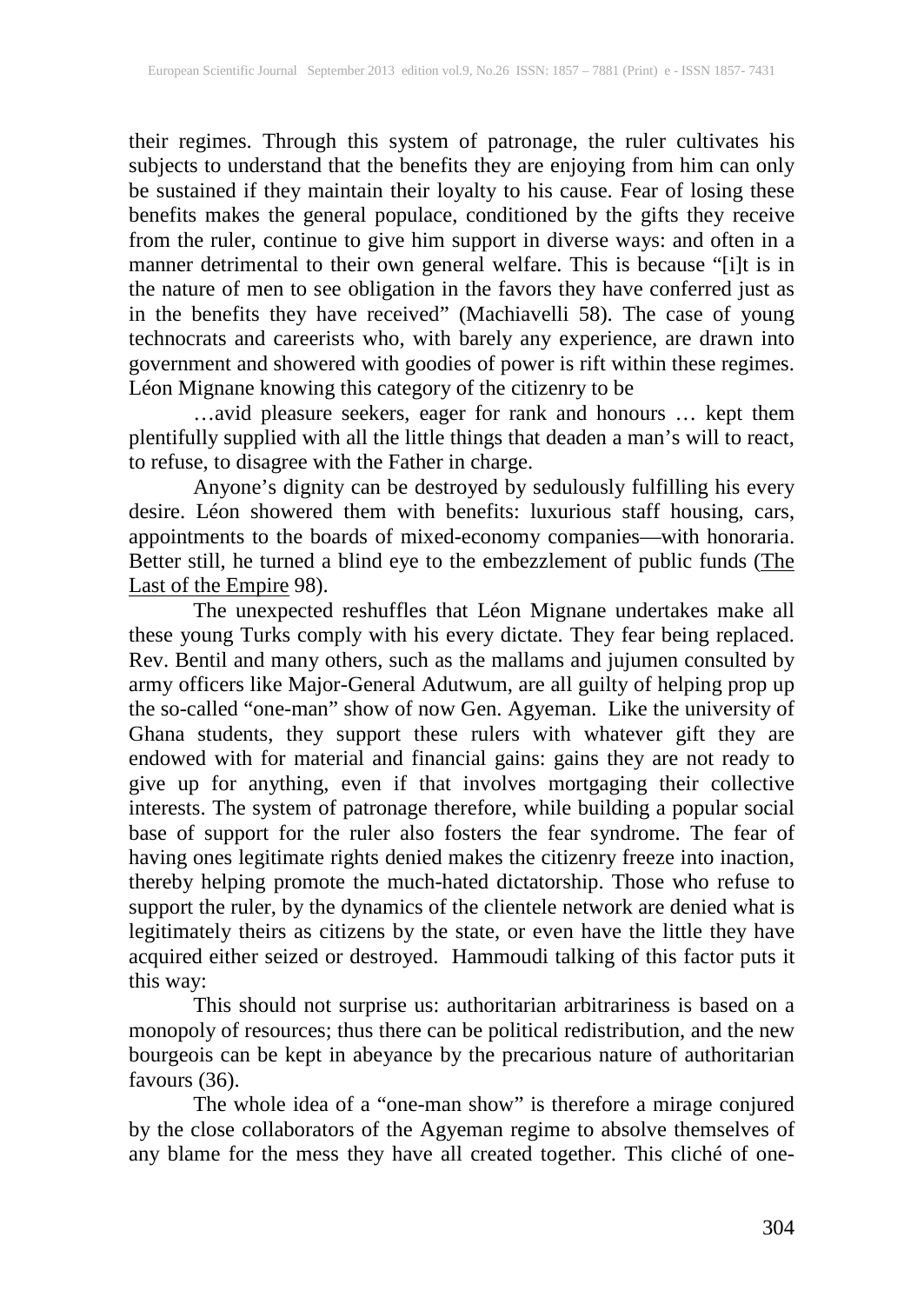their regimes. Through this system of patronage, the ruler cultivates his subjects to understand that the benefits they are enjoying from him can only be sustained if they maintain their loyalty to his cause. Fear of losing these benefits makes the general populace, conditioned by the gifts they receive from the ruler, continue to give him support in diverse ways: and often in a manner detrimental to their own general welfare. This is because "[i]t is in the nature of men to see obligation in the favors they have conferred just as in the benefits they have received" (Machiavelli 58). The case of young technocrats and careerists who, with barely any experience, are drawn into government and showered with goodies of power is rift within these regimes. Léon Mignane knowing this category of the citizenry to be

> …avid pleasure seekers, eager for rank and honours … kept them plentifully supplied with all the little things that deaden a man's will to react, to refuse, to disagree with the Father in charge.
>
> Anyone's dignity can be destroyed by sedulously fulfilling his every desire. Léon showered them with benefits: luxurious staff housing, cars, appointments to the boards of mixed-economy companies—with honoraria. Better still, he turned a blind eye to the embezzlement of public funds (The Last of the Empire 98).

The unexpected reshuffles that Léon Mignane undertakes make all these young Turks comply with his every dictate. They fear being replaced. Rev. Bentil and many others, such as the mallams and jujumen consulted by army officers like Major-General Adutwum, are all guilty of helping prop up the so-called "one-man" show of now Gen. Agyeman. Like the university of Ghana students, they support these rulers with whatever gift they are endowed with for material and financial gains: gains they are not ready to give up for anything, even if that involves mortgaging their collective interests. The system of patronage therefore, while building a popular social base of support for the ruler also fosters the fear syndrome. The fear of having ones legitimate rights denied makes the citizenry freeze into inaction, thereby helping promote the much-hated dictatorship. Those who refuse to support the ruler, by the dynamics of the clientele network are denied what is legitimately theirs as citizens by the state, or even have the little they have acquired either seized or destroyed. Hammoudi talking of this factor puts it this way:

> This should not surprise us: authoritarian arbitrariness is based on a monopoly of resources; thus there can be political redistribution, and the new bourgeois can be kept in abeyance by the precarious nature of authoritarian favours (36).

The whole idea of a "one-man show" is therefore a mirage conjured by the close collaborators of the Agyeman regime to absolve themselves of any blame for the mess they have all created together. This cliché of one-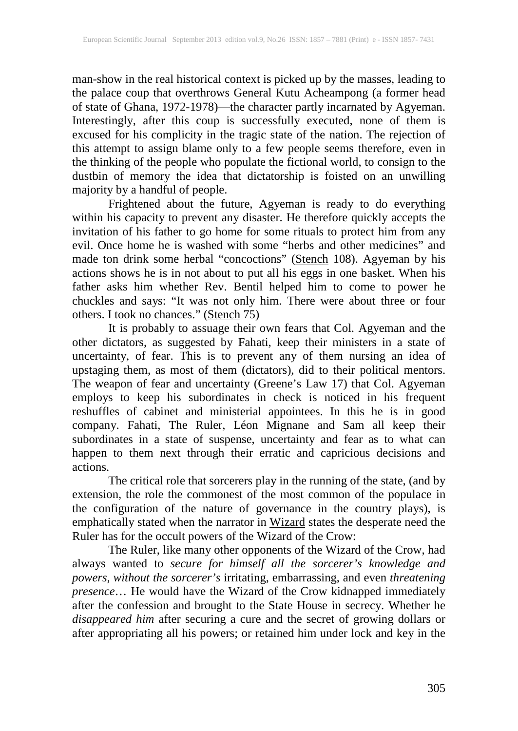man-show in the real historical context is picked up by the masses, leading to the palace coup that overthrows General Kutu Acheampong (a former head of state of Ghana, 1972-1978)—the character partly incarnated by Agyeman. Interestingly, after this coup is successfully executed, none of them is excused for his complicity in the tragic state of the nation. The rejection of this attempt to assign blame only to a few people seems therefore, even in the thinking of the people who populate the fictional world, to consign to the dustbin of memory the idea that dictatorship is foisted on an unwilling majority by a handful of people.

Frightened about the future, Agyeman is ready to do everything within his capacity to prevent any disaster. He therefore quickly accepts the invitation of his father to go home for some rituals to protect him from any evil. Once home he is washed with some "herbs and other medicines" and made ton drink some herbal "concoctions" (Stench 108). Agyeman by his actions shows he is in not about to put all his eggs in one basket. When his father asks him whether Rev. Bentil helped him to come to power he chuckles and says: "It was not only him. There were about three or four others. I took no chances." (Stench 75)

It is probably to assuage their own fears that Col. Agyeman and the other dictators, as suggested by Fahati, keep their ministers in a state of uncertainty, of fear. This is to prevent any of them nursing an idea of upstaging them, as most of them (dictators), did to their political mentors. The weapon of fear and uncertainty (Greene's Law 17) that Col. Agyeman employs to keep his subordinates in check is noticed in his frequent reshuffles of cabinet and ministerial appointees. In this he is in good company. Fahati, The Ruler, Léon Mignane and Sam all keep their subordinates in a state of suspense, uncertainty and fear as to what can happen to them next through their erratic and capricious decisions and actions.

The critical role that sorcerers play in the running of the state, (and by extension, the role the commonest of the most common of the populace in the configuration of the nature of governance in the country plays), is emphatically stated when the narrator in Wizard states the desperate need the Ruler has for the occult powers of the Wizard of the Crow:

The Ruler, like many other opponents of the Wizard of the Crow, had always wanted to *secure for himself all the sorcerer's knowledge and powers, without the sorcerer's* irritating, embarrassing, and even *threatening presence*… He would have the Wizard of the Crow kidnapped immediately after the confession and brought to the State House in secrecy. Whether he *disappeared him* after securing a cure and the secret of growing dollars or after appropriating all his powers; or retained him under lock and key in the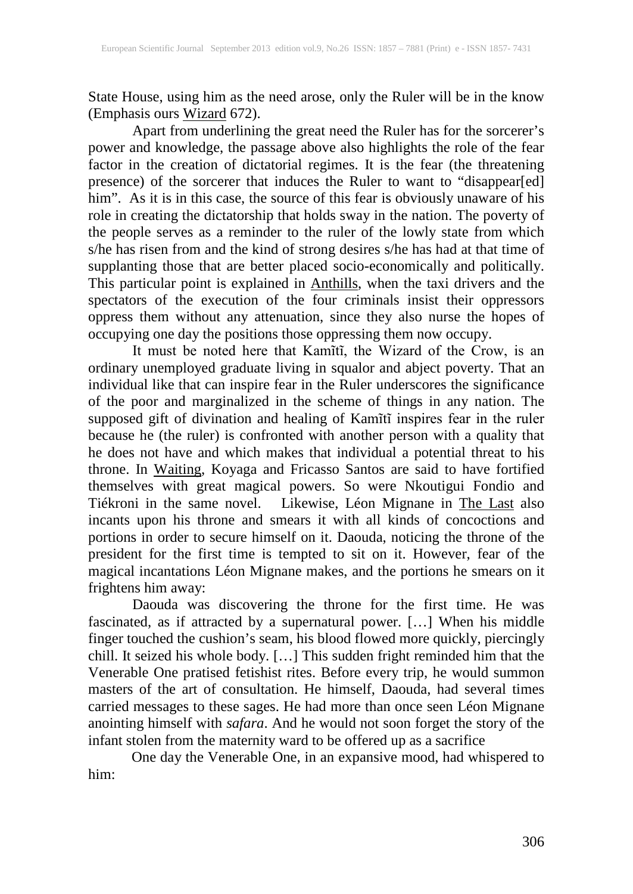State House, using him as the need arose, only the Ruler will be in the know (Emphasis ours Wizard 672).

Apart from underlining the great need the Ruler has for the sorcerer's power and knowledge, the passage above also highlights the role of the fear factor in the creation of dictatorial regimes. It is the fear (the threatening presence) of the sorcerer that induces the Ruler to want to "disappear[ed] him". As it is in this case, the source of this fear is obviously unaware of his role in creating the dictatorship that holds sway in the nation. The poverty of the people serves as a reminder to the ruler of the lowly state from which s/he has risen from and the kind of strong desires s/he has had at that time of supplanting those that are better placed socio-economically and politically. This particular point is explained in Anthills, when the taxi drivers and the spectators of the execution of the four criminals insist their oppressors oppress them without any attenuation, since they also nurse the hopes of occupying one day the positions those oppressing them now occupy.

It must be noted here that Kamĩtĩ, the Wizard of the Crow, is an ordinary unemployed graduate living in squalor and abject poverty. That an individual like that can inspire fear in the Ruler underscores the significance of the poor and marginalized in the scheme of things in any nation. The supposed gift of divination and healing of Kamĩtĩ inspires fear in the ruler because he (the ruler) is confronted with another person with a quality that he does not have and which makes that individual a potential threat to his throne. In Waiting, Koyaga and Fricasso Santos are said to have fortified themselves with great magical powers. So were Nkoutigui Fondio and Tiékroni in the same novel. Likewise, Léon Mignane in The Last also incants upon his throne and smears it with all kinds of concoctions and portions in order to secure himself on it. Daouda, noticing the throne of the president for the first time is tempted to sit on it. However, fear of the magical incantations Léon Mignane makes, and the portions he smears on it frightens him away:

> Daouda was discovering the throne for the first time. He was fascinated, as if attracted by a supernatural power. […] When his middle finger touched the cushion's seam, his blood flowed more quickly, piercingly chill. It seized his whole body. […] This sudden fright reminded him that the Venerable One pratised fetishist rites. Before every trip, he would summon masters of the art of consultation. He himself, Daouda, had several times carried messages to these sages. He had more than once seen Léon Mignane anointing himself with *safara*. And he would not soon forget the story of the infant stolen from the maternity ward to be offered up as a sacrifice
>
> One day the Venerable One, in an expansive mood, had whispered to him: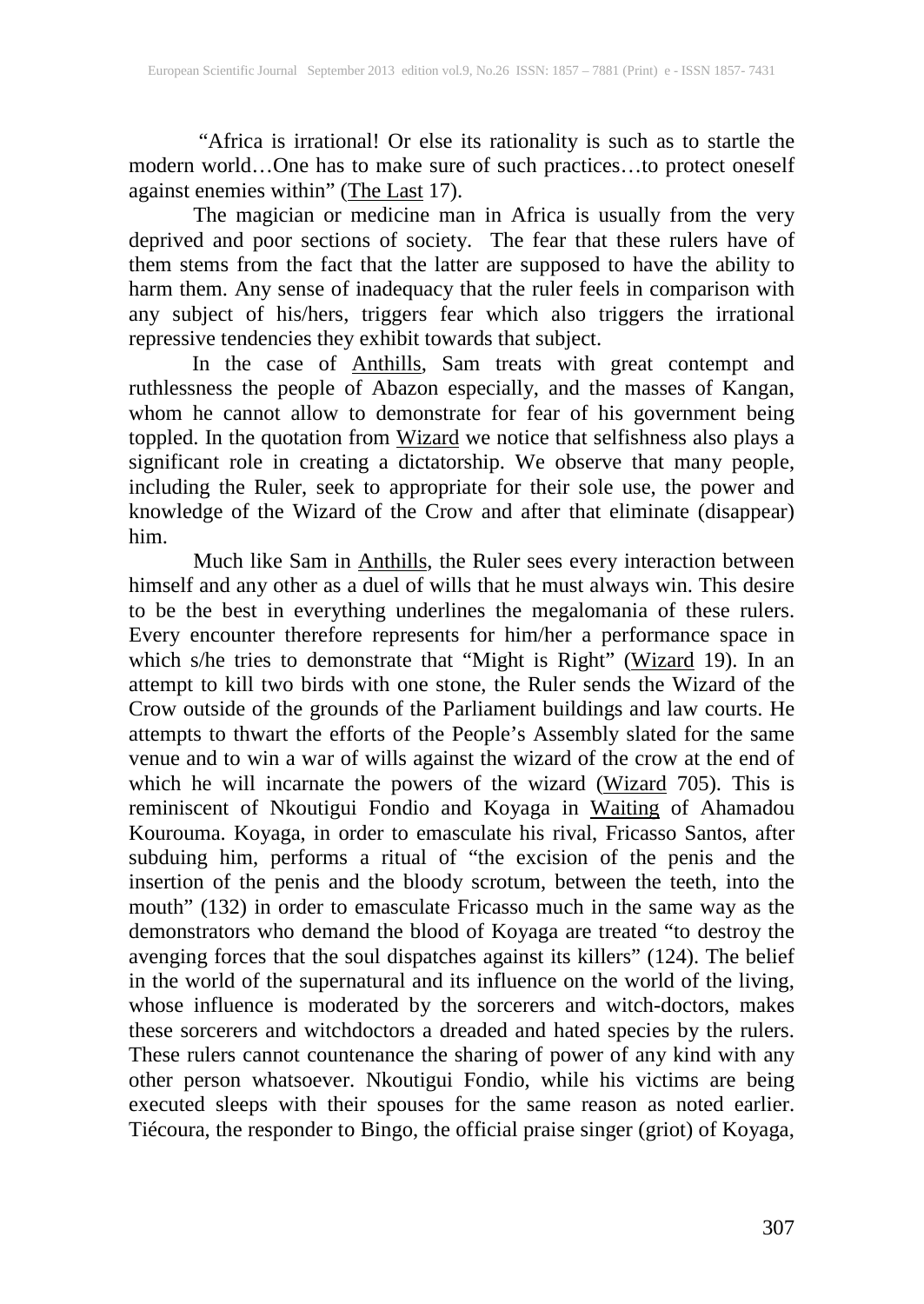"Africa is irrational! Or else its rationality is such as to startle the modern world…One has to make sure of such practices…to protect oneself against enemies within" (The Last 17).

The magician or medicine man in Africa is usually from the very deprived and poor sections of society. The fear that these rulers have of them stems from the fact that the latter are supposed to have the ability to harm them. Any sense of inadequacy that the ruler feels in comparison with any subject of his/hers, triggers fear which also triggers the irrational repressive tendencies they exhibit towards that subject.

In the case of Anthills, Sam treats with great contempt and ruthlessness the people of Abazon especially, and the masses of Kangan, whom he cannot allow to demonstrate for fear of his government being toppled. In the quotation from Wizard we notice that selfishness also plays a significant role in creating a dictatorship. We observe that many people, including the Ruler, seek to appropriate for their sole use, the power and knowledge of the Wizard of the Crow and after that eliminate (disappear) him.

Much like Sam in Anthills, the Ruler sees every interaction between himself and any other as a duel of wills that he must always win. This desire to be the best in everything underlines the megalomania of these rulers. Every encounter therefore represents for him/her a performance space in which s/he tries to demonstrate that "Might is Right" (Wizard 19). In an attempt to kill two birds with one stone, the Ruler sends the Wizard of the Crow outside of the grounds of the Parliament buildings and law courts. He attempts to thwart the efforts of the People's Assembly slated for the same venue and to win a war of wills against the wizard of the crow at the end of which he will incarnate the powers of the wizard (Wizard 705). This is reminiscent of Nkoutigui Fondio and Koyaga in Waiting of Ahamadou Kourouma. Koyaga, in order to emasculate his rival, Fricasso Santos, after subduing him, performs a ritual of "the excision of the penis and the insertion of the penis and the bloody scrotum, between the teeth, into the mouth" (132) in order to emasculate Fricasso much in the same way as the demonstrators who demand the blood of Koyaga are treated "to destroy the avenging forces that the soul dispatches against its killers" (124). The belief in the world of the supernatural and its influence on the world of the living, whose influence is moderated by the sorcerers and witch-doctors, makes these sorcerers and witchdoctors a dreaded and hated species by the rulers. These rulers cannot countenance the sharing of power of any kind with any other person whatsoever. Nkoutigui Fondio, while his victims are being executed sleeps with their spouses for the same reason as noted earlier. Tiécoura, the responder to Bingo, the official praise singer (griot) of Koyaga,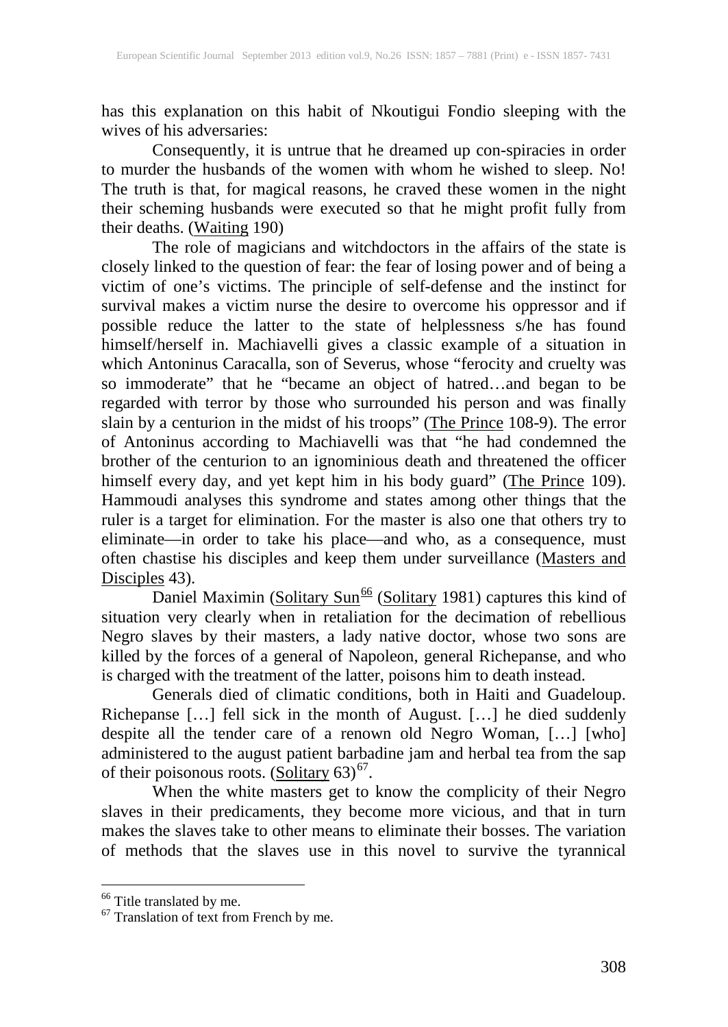has this explanation on this habit of Nkoutigui Fondio sleeping with the wives of his adversaries:

> Consequently, it is untrue that he dreamed up con-spiracies in order to murder the husbands of the women with whom he wished to sleep. No! The truth is that, for magical reasons, he craved these women in the night their scheming husbands were executed so that he might profit fully from their deaths. (Waiting 190)

The role of magicians and witchdoctors in the affairs of the state is closely linked to the question of fear: the fear of losing power and of being a victim of one's victims. The principle of self-defense and the instinct for survival makes a victim nurse the desire to overcome his oppressor and if possible reduce the latter to the state of helplessness s/he has found himself/herself in. Machiavelli gives a classic example of a situation in which Antoninus Caracalla, son of Severus, whose "ferocity and cruelty was so immoderate" that he "became an object of hatred…and began to be regarded with terror by those who surrounded his person and was finally slain by a centurion in the midst of his troops" (The Prince 108-9). The error of Antoninus according to Machiavelli was that "he had condemned the brother of the centurion to an ignominious death and threatened the officer himself every day, and yet kept him in his body guard" (The Prince 109). Hammoudi analyses this syndrome and states among other things that the ruler is a target for elimination. For the master is also one that others try to eliminate—in order to take his place—and who, as a consequence, must often chastise his disciples and keep them under surveillance (Masters and Disciples 43).

Daniel Maximin (Solitary Sun[66] (Solitary 1981) captures this kind of situation very clearly when in retaliation for the decimation of rebellious Negro slaves by their masters, a lady native doctor, whose two sons are killed by the forces of a general of Napoleon, general Richepanse, and who is charged with the treatment of the latter, poisons him to death instead.

> Generals died of climatic conditions, both in Haiti and Guadeloup. Richepanse […] fell sick in the month of August. […] he died suddenly despite all the tender care of a renown old Negro Woman, […] [who] administered to the august patient barbadine jam and herbal tea from the sap of their poisonous roots. (Solitary 63)[67].

When the white masters get to know the complicity of their Negro slaves in their predicaments, they become more vicious, and that in turn makes the slaves take to other means to eliminate their bosses. The variation of methods that the slaves use in this novel to survive the tyrannical

---

[66] Title translated by me.

[67] Translation of text from French by me.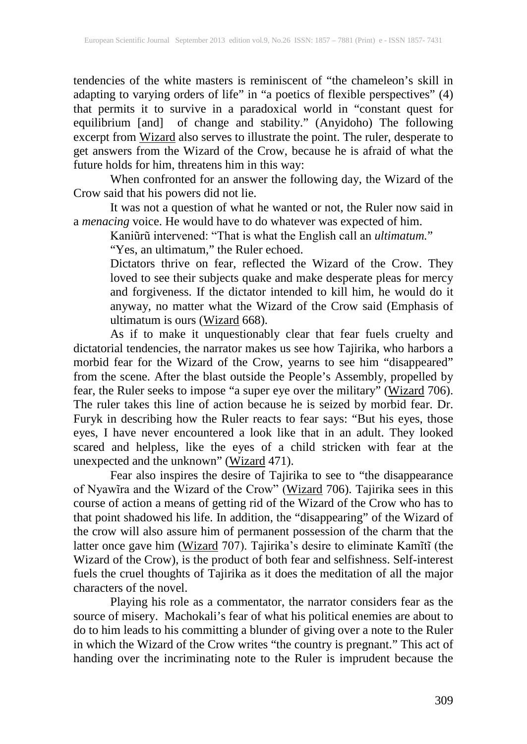tendencies of the white masters is reminiscent of "the chameleon's skill in adapting to varying orders of life" in "a poetics of flexible perspectives" (4) that permits it to survive in a paradoxical world in "constant quest for equilibrium [and] of change and stability." (Anyidoho) The following excerpt from Wizard also serves to illustrate the point. The ruler, desperate to get answers from the Wizard of the Crow, because he is afraid of what the future holds for him, threatens him in this way:

When confronted for an answer the following day, the Wizard of the Crow said that his powers did not lie.

It was not a question of what he wanted or not, the Ruler now said in a *menacing* voice. He would have to do whatever was expected of him.

> Kaniũrũ intervened: "That is what the English call an *ultimatum.*"
>
> "Yes, an ultimatum," the Ruler echoed.
>
> Dictators thrive on fear, reflected the Wizard of the Crow. They loved to see their subjects quake and make desperate pleas for mercy and forgiveness. If the dictator intended to kill him, he would do it anyway, no matter what the Wizard of the Crow said (Emphasis of ultimatum is ours (Wizard 668).

As if to make it unquestionably clear that fear fuels cruelty and dictatorial tendencies, the narrator makes us see how Tajirika, who harbors a morbid fear for the Wizard of the Crow, yearns to see him "disappeared" from the scene. After the blast outside the People's Assembly, propelled by fear, the Ruler seeks to impose "a super eye over the military" (Wizard 706). The ruler takes this line of action because he is seized by morbid fear. Dr. Furyk in describing how the Ruler reacts to fear says: "But his eyes, those eyes, I have never encountered a look like that in an adult. They looked scared and helpless, like the eyes of a child stricken with fear at the unexpected and the unknown" (Wizard 471).

Fear also inspires the desire of Tajirika to see to "the disappearance of Nyawĩra and the Wizard of the Crow" (Wizard 706). Tajirika sees in this course of action a means of getting rid of the Wizard of the Crow who has to that point shadowed his life. In addition, the "disappearing" of the Wizard of the crow will also assure him of permanent possession of the charm that the latter once gave him (Wizard 707). Tajirika's desire to eliminate Kamĩtĩ (the Wizard of the Crow), is the product of both fear and selfishness. Self-interest fuels the cruel thoughts of Tajirika as it does the meditation of all the major characters of the novel.

Playing his role as a commentator, the narrator considers fear as the source of misery. Machokali's fear of what his political enemies are about to do to him leads to his committing a blunder of giving over a note to the Ruler in which the Wizard of the Crow writes "the country is pregnant." This act of handing over the incriminating note to the Ruler is imprudent because the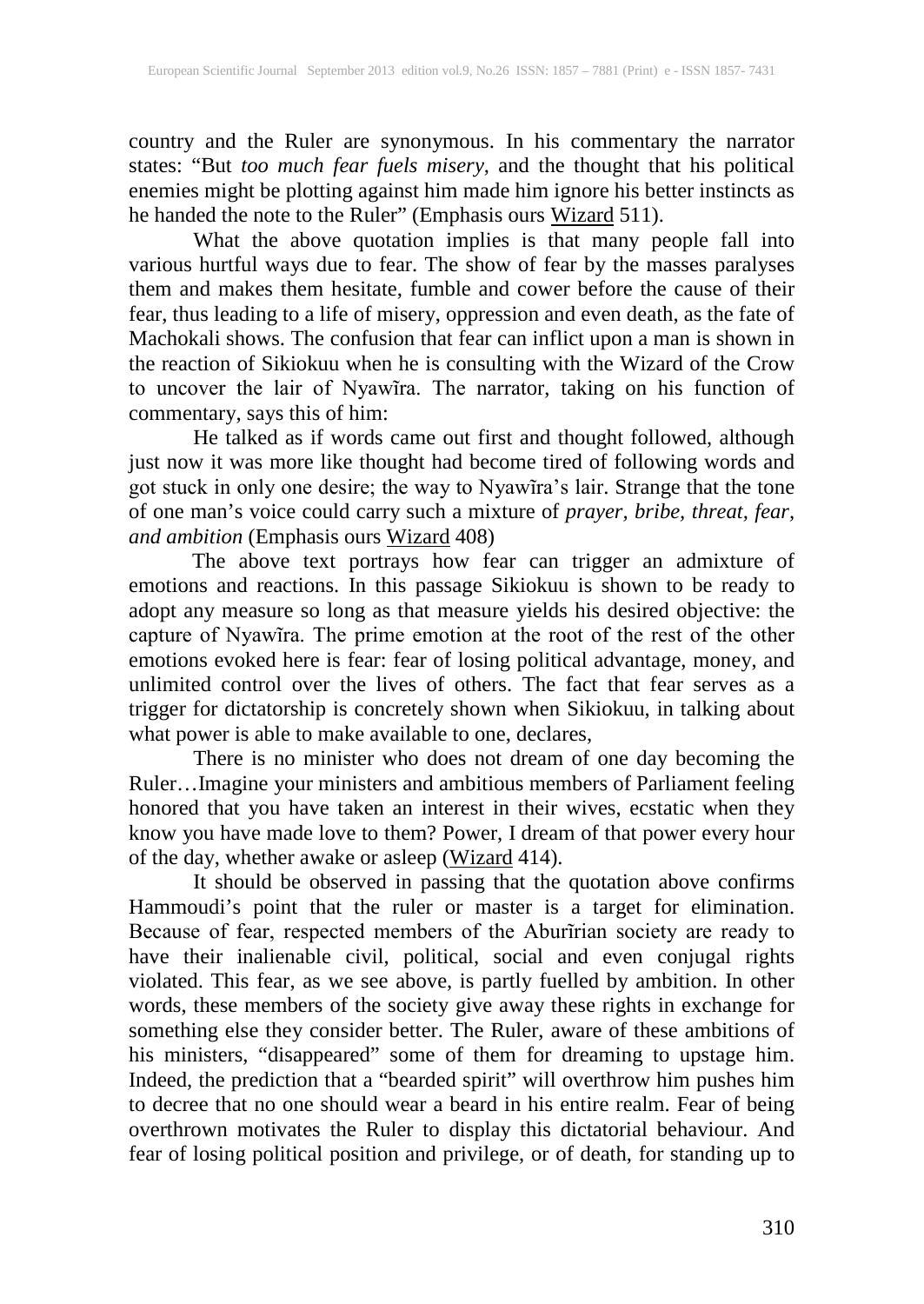country and the Ruler are synonymous. In his commentary the narrator states: "But *too much fear fuels misery*, and the thought that his political enemies might be plotting against him made him ignore his better instincts as he handed the note to the Ruler" (Emphasis ours Wizard 511).

What the above quotation implies is that many people fall into various hurtful ways due to fear. The show of fear by the masses paralyses them and makes them hesitate, fumble and cower before the cause of their fear, thus leading to a life of misery, oppression and even death, as the fate of Machokali shows. The confusion that fear can inflict upon a man is shown in the reaction of Sikiokuu when he is consulting with the Wizard of the Crow to uncover the lair of Nyawĩra. The narrator, taking on his function of commentary, says this of him:

> He talked as if words came out first and thought followed, although just now it was more like thought had become tired of following words and got stuck in only one desire; the way to Nyawĩra's lair. Strange that the tone of one man's voice could carry such a mixture of *prayer, bribe, threat, fear, and ambition* (Emphasis ours Wizard 408)

The above text portrays how fear can trigger an admixture of emotions and reactions. In this passage Sikiokuu is shown to be ready to adopt any measure so long as that measure yields his desired objective: the capture of Nyawĩra. The prime emotion at the root of the rest of the other emotions evoked here is fear: fear of losing political advantage, money, and unlimited control over the lives of others. The fact that fear serves as a trigger for dictatorship is concretely shown when Sikiokuu, in talking about what power is able to make available to one, declares,

> There is no minister who does not dream of one day becoming the Ruler…Imagine your ministers and ambitious members of Parliament feeling honored that you have taken an interest in their wives, ecstatic when they know you have made love to them? Power, I dream of that power every hour of the day, whether awake or asleep (Wizard 414).

It should be observed in passing that the quotation above confirms Hammoudi's point that the ruler or master is a target for elimination. Because of fear, respected members of the Aburĩrian society are ready to have their inalienable civil, political, social and even conjugal rights violated. This fear, as we see above, is partly fuelled by ambition. In other words, these members of the society give away these rights in exchange for something else they consider better. The Ruler, aware of these ambitions of his ministers, "disappeared" some of them for dreaming to upstage him. Indeed, the prediction that a "bearded spirit" will overthrow him pushes him to decree that no one should wear a beard in his entire realm. Fear of being overthrown motivates the Ruler to display this dictatorial behaviour. And fear of losing political position and privilege, or of death, for standing up to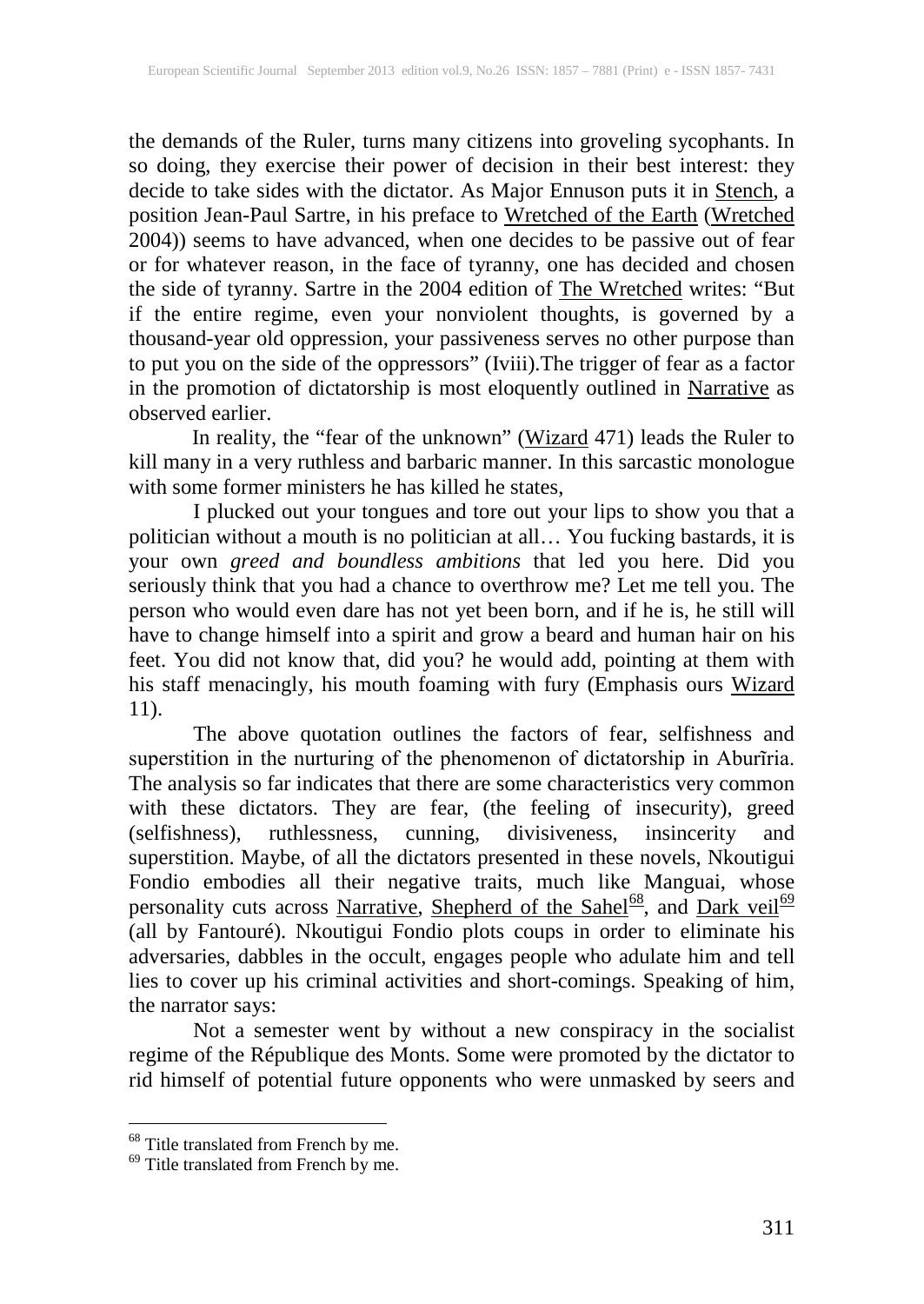the demands of the Ruler, turns many citizens into groveling sycophants. In so doing, they exercise their power of decision in their best interest: they decide to take sides with the dictator. As Major Ennuson puts it in Stench, a position Jean-Paul Sartre, in his preface to Wretched of the Earth (Wretched 2004)) seems to have advanced, when one decides to be passive out of fear or for whatever reason, in the face of tyranny, one has decided and chosen the side of tyranny. Sartre in the 2004 edition of The Wretched writes: "But if the entire regime, even your nonviolent thoughts, is governed by a thousand-year old oppression, your passiveness serves no other purpose than to put you on the side of the oppressors" (Iviii).The trigger of fear as a factor in the promotion of dictatorship is most eloquently outlined in Narrative as observed earlier.

In reality, the "fear of the unknown" (Wizard 471) leads the Ruler to kill many in a very ruthless and barbaric manner. In this sarcastic monologue with some former ministers he has killed he states,

I plucked out your tongues and tore out your lips to show you that a politician without a mouth is no politician at all… You fucking bastards, it is your own *greed and boundless ambitions* that led you here. Did you seriously think that you had a chance to overthrow me? Let me tell you. The person who would even dare has not yet been born, and if he is, he still will have to change himself into a spirit and grow a beard and human hair on his feet. You did not know that, did you? he would add, pointing at them with his staff menacingly, his mouth foaming with fury (Emphasis ours Wizard 11).

The above quotation outlines the factors of fear, selfishness and superstition in the nurturing of the phenomenon of dictatorship in Aburĩria. The analysis so far indicates that there are some characteristics very common with these dictators. They are fear, (the feeling of insecurity), greed (selfishness), ruthlessness, cunning, divisiveness, insincerity and superstition. Maybe, of all the dictators presented in these novels, Nkoutigui Fondio embodies all their negative traits, much like Manguai, whose personality cuts across Narrative, Shepherd of the Sahel[68], and Dark veil[69] (all by Fantouré). Nkoutigui Fondio plots coups in order to eliminate his adversaries, dabbles in the occult, engages people who adulate him and tell lies to cover up his criminal activities and short-comings. Speaking of him, the narrator says:

Not a semester went by without a new conspiracy in the socialist regime of the République des Monts. Some were promoted by the dictator to rid himself of potential future opponents who were unmasked by seers and

---

[68] Title translated from French by me.

[69] Title translated from French by me.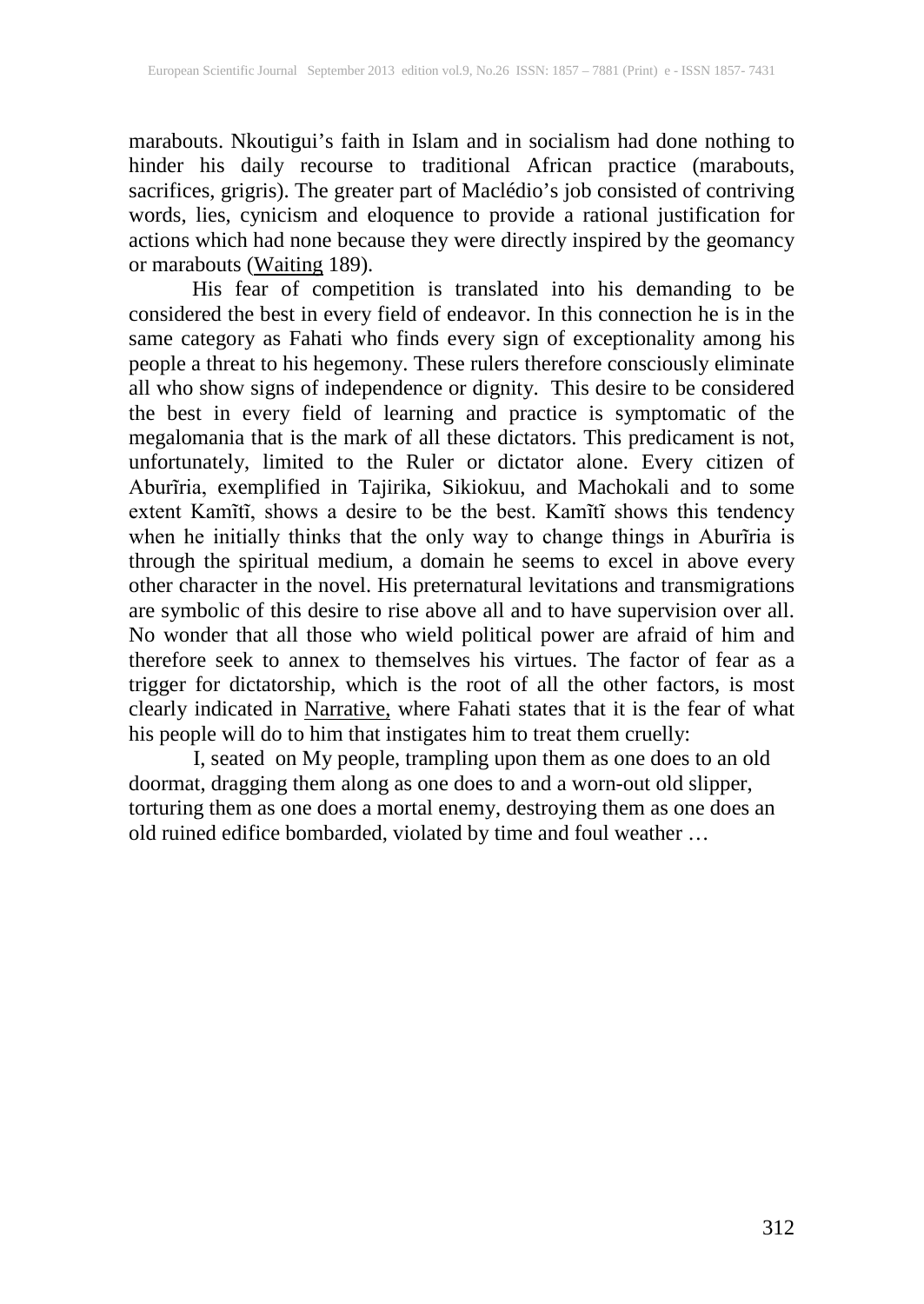marabouts. Nkoutigui's faith in Islam and in socialism had done nothing to hinder his daily recourse to traditional African practice (marabouts, sacrifices, grigris). The greater part of Maclédio's job consisted of contriving words, lies, cynicism and eloquence to provide a rational justification for actions which had none because they were directly inspired by the geomancy or marabouts (Waiting 189).

His fear of competition is translated into his demanding to be considered the best in every field of endeavor. In this connection he is in the same category as Fahati who finds every sign of exceptionality among his people a threat to his hegemony. These rulers therefore consciously eliminate all who show signs of independence or dignity. This desire to be considered the best in every field of learning and practice is symptomatic of the megalomania that is the mark of all these dictators. This predicament is not, unfortunately, limited to the Ruler or dictator alone. Every citizen of Aburĩria, exemplified in Tajirika, Sikiokuu, and Machokali and to some extent Kamĩtĩ, shows a desire to be the best. Kamĩtĩ shows this tendency when he initially thinks that the only way to change things in Aburĩria is through the spiritual medium, a domain he seems to excel in above every other character in the novel. His preternatural levitations and transmigrations are symbolic of this desire to rise above all and to have supervision over all. No wonder that all those who wield political power are afraid of him and therefore seek to annex to themselves his virtues. The factor of fear as a trigger for dictatorship, which is the root of all the other factors, is most clearly indicated in Narrative, where Fahati states that it is the fear of what his people will do to him that instigates him to treat them cruelly:

> I, seated on My people, trampling upon them as one does to an old doormat, dragging them along as one does to and a worn-out old slipper, torturing them as one does a mortal enemy, destroying them as one does an old ruined edifice bombarded, violated by time and foul weather …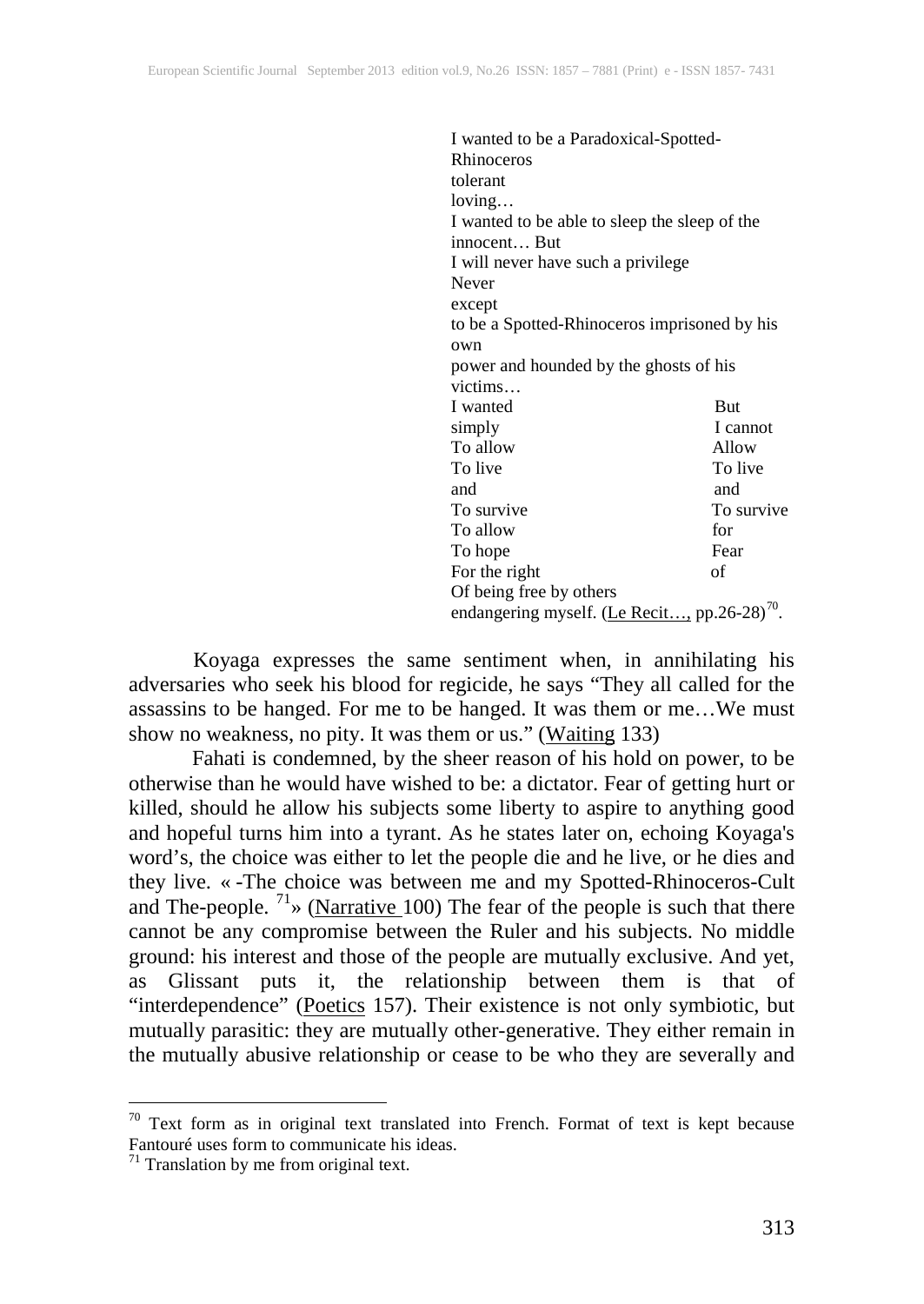> I wanted to be a Paradoxical-Spotted-Rhinoceros
> tolerant
> loving…
> I wanted to be able to sleep the sleep of the innocent… But
> I will never have such a privilege
> Never
> except
> to be a Spotted-Rhinoceros imprisoned by his own
> power and hounded by the ghosts of his victims…

| | |
|---|---|
| I wanted | But |
| simply | I cannot |
| To allow | Allow |
| To live | To live |
| and | and |
| To survive | To survive |
| To allow | for |
| To hope | Fear |
| For the right | of |

> Of being free by others
> endangering myself. (Le Recit…, pp.26-28)[70].

Koyaga expresses the same sentiment when, in annihilating his adversaries who seek his blood for regicide, he says "They all called for the assassins to be hanged. For me to be hanged. It was them or me…We must show no weakness, no pity. It was them or us." (Waiting 133)

Fahati is condemned, by the sheer reason of his hold on power, to be otherwise than he would have wished to be: a dictator. Fear of getting hurt or killed, should he allow his subjects some liberty to aspire to anything good and hopeful turns him into a tyrant. As he states later on, echoing Koyaga's word's, the choice was either to let the people die and he live, or he dies and they live. « -The choice was between me and my Spotted-Rhinoceros-Cult and The-people. [71]» (Narrative 100) The fear of the people is such that there cannot be any compromise between the Ruler and his subjects. No middle ground: his interest and those of the people are mutually exclusive. And yet, as Glissant puts it, the relationship between them is that of "interdependence" (Poetics 157). Their existence is not only symbiotic, but mutually parasitic: they are mutually other-generative. They either remain in the mutually abusive relationship or cease to be who they are severally and

---

[70] Text form as in original text translated into French. Format of text is kept because Fantouré uses form to communicate his ideas.

[71] Translation by me from original text.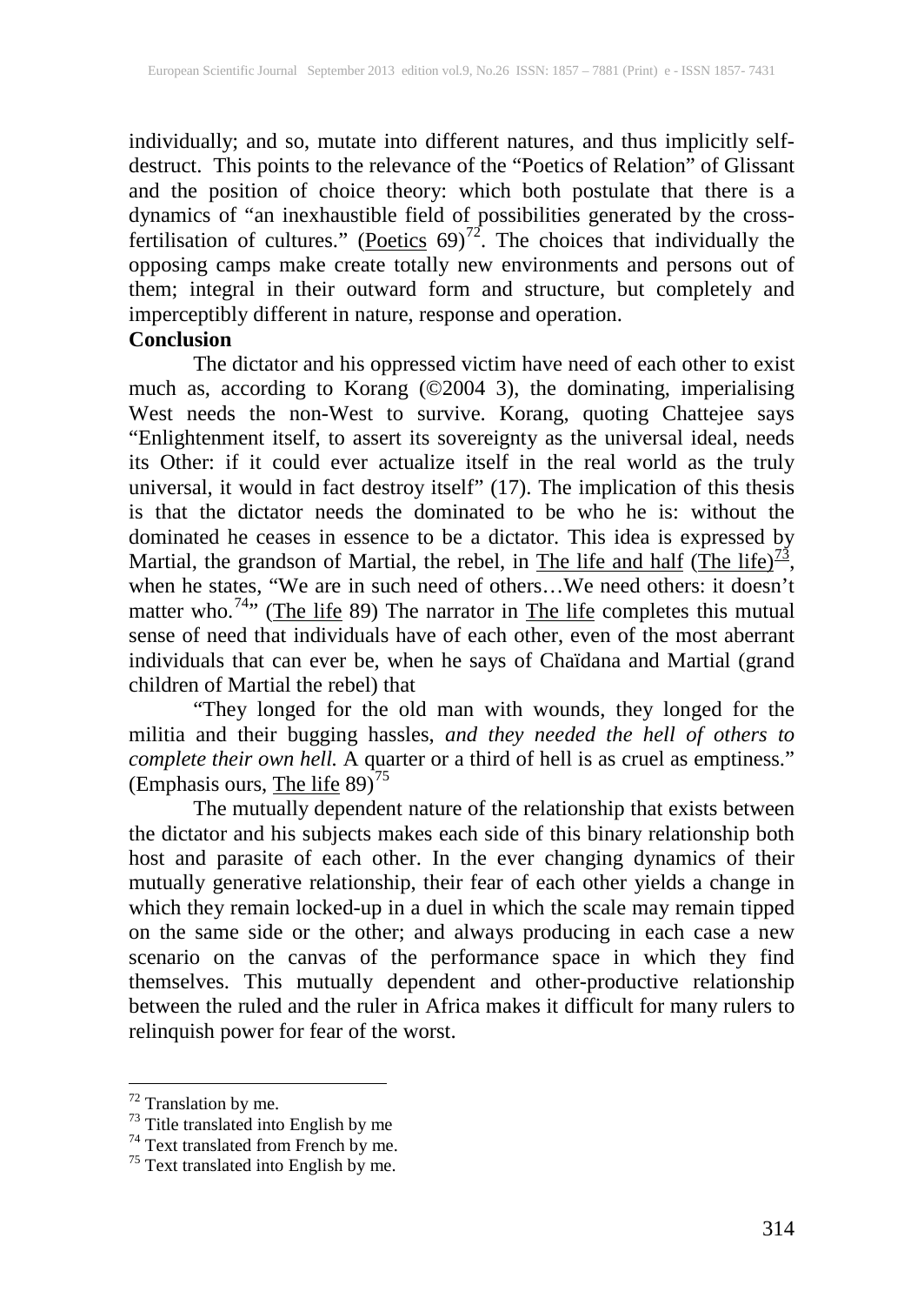individually; and so, mutate into different natures, and thus implicitly self-destruct. This points to the relevance of the "Poetics of Relation" of Glissant and the position of choice theory: which both postulate that there is a dynamics of "an inexhaustible field of possibilities generated by the cross-fertilisation of cultures." (Poetics 69)[72]. The choices that individually the opposing camps make create totally new environments and persons out of them; integral in their outward form and structure, but completely and imperceptibly different in nature, response and operation.

**Conclusion**

The dictator and his oppressed victim have need of each other to exist much as, according to Korang (©2004 3), the dominating, imperialising West needs the non-West to survive. Korang, quoting Chattejee says "Enlightenment itself, to assert its sovereignty as the universal ideal, needs its Other: if it could ever actualize itself in the real world as the truly universal, it would in fact destroy itself" (17). The implication of this thesis is that the dictator needs the dominated to be who he is: without the dominated he ceases in essence to be a dictator. This idea is expressed by Martial, the grandson of Martial, the rebel, in The life and half (The life)[73], when he states, "We are in such need of others…We need others: it doesn't matter who.[74]" (The life 89) The narrator in The life completes this mutual sense of need that individuals have of each other, even of the most aberrant individuals that can ever be, when he says of Chaïdana and Martial (grand children of Martial the rebel) that

"They longed for the old man with wounds, they longed for the militia and their bugging hassles, *and they needed the hell of others to complete their own hell.* A quarter or a third of hell is as cruel as emptiness." (Emphasis ours, The life 89)[75]

The mutually dependent nature of the relationship that exists between the dictator and his subjects makes each side of this binary relationship both host and parasite of each other. In the ever changing dynamics of their mutually generative relationship, their fear of each other yields a change in which they remain locked-up in a duel in which the scale may remain tipped on the same side or the other; and always producing in each case a new scenario on the canvas of the performance space in which they find themselves. This mutually dependent and other-productive relationship between the ruled and the ruler in Africa makes it difficult for many rulers to relinquish power for fear of the worst.

---

[72] Translation by me.

[73] Title translated into English by me

[74] Text translated from French by me.

[75] Text translated into English by me.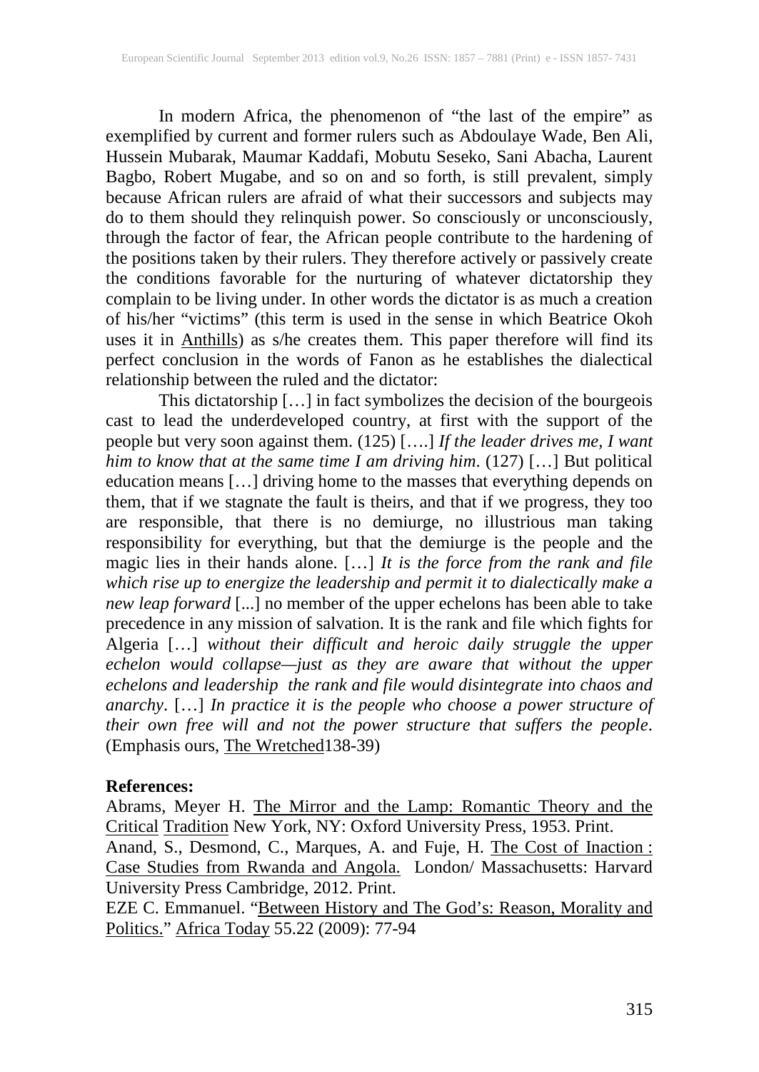In modern Africa, the phenomenon of "the last of the empire" as exemplified by current and former rulers such as Abdoulaye Wade, Ben Ali, Hussein Mubarak, Maumar Kaddafi, Mobutu Seseko, Sani Abacha, Laurent Bagbo, Robert Mugabe, and so on and so forth, is still prevalent, simply because African rulers are afraid of what their successors and subjects may do to them should they relinquish power. So consciously or unconsciously, through the factor of fear, the African people contribute to the hardening of the positions taken by their rulers. They therefore actively or passively create the conditions favorable for the nurturing of whatever dictatorship they complain to be living under. In other words the dictator is as much a creation of his/her "victims" (this term is used in the sense in which Beatrice Okoh uses it in Anthills) as s/he creates them. This paper therefore will find its perfect conclusion in the words of Fanon as he establishes the dialectical relationship between the ruled and the dictator:

This dictatorship […] in fact symbolizes the decision of the bourgeois cast to lead the underdeveloped country, at first with the support of the people but very soon against them. (125) [….] *If the leader drives me, I want him to know that at the same time I am driving him*. (127) […] But political education means […] driving home to the masses that everything depends on them, that if we stagnate the fault is theirs, and that if we progress, they too are responsible, that there is no demiurge, no illustrious man taking responsibility for everything, but that the demiurge is the people and the magic lies in their hands alone. […] *It is the force from the rank and file which rise up to energize the leadership and permit it to dialectically make a new leap forward* [...] no member of the upper echelons has been able to take precedence in any mission of salvation. It is the rank and file which fights for Algeria […] *without their difficult and heroic daily struggle the upper echelon would collapse—just as they are aware that without the upper echelons and leadership the rank and file would disintegrate into chaos and anarchy*. […] *In practice it is the people who choose a power structure of their own free will and not the power structure that suffers the people*. (Emphasis ours, The Wretched138-39)

**References:**

Abrams, Meyer H. The Mirror and the Lamp: Romantic Theory and the Critical Tradition New York, NY: Oxford University Press, 1953. Print.

Anand, S., Desmond, C., Marques, A. and Fuje, H. The Cost of Inaction : Case Studies from Rwanda and Angola. London/ Massachusetts: Harvard University Press Cambridge, 2012. Print.

EZE C. Emmanuel. "Between History and The God's: Reason, Morality and Politics." Africa Today 55.22 (2009): 77-94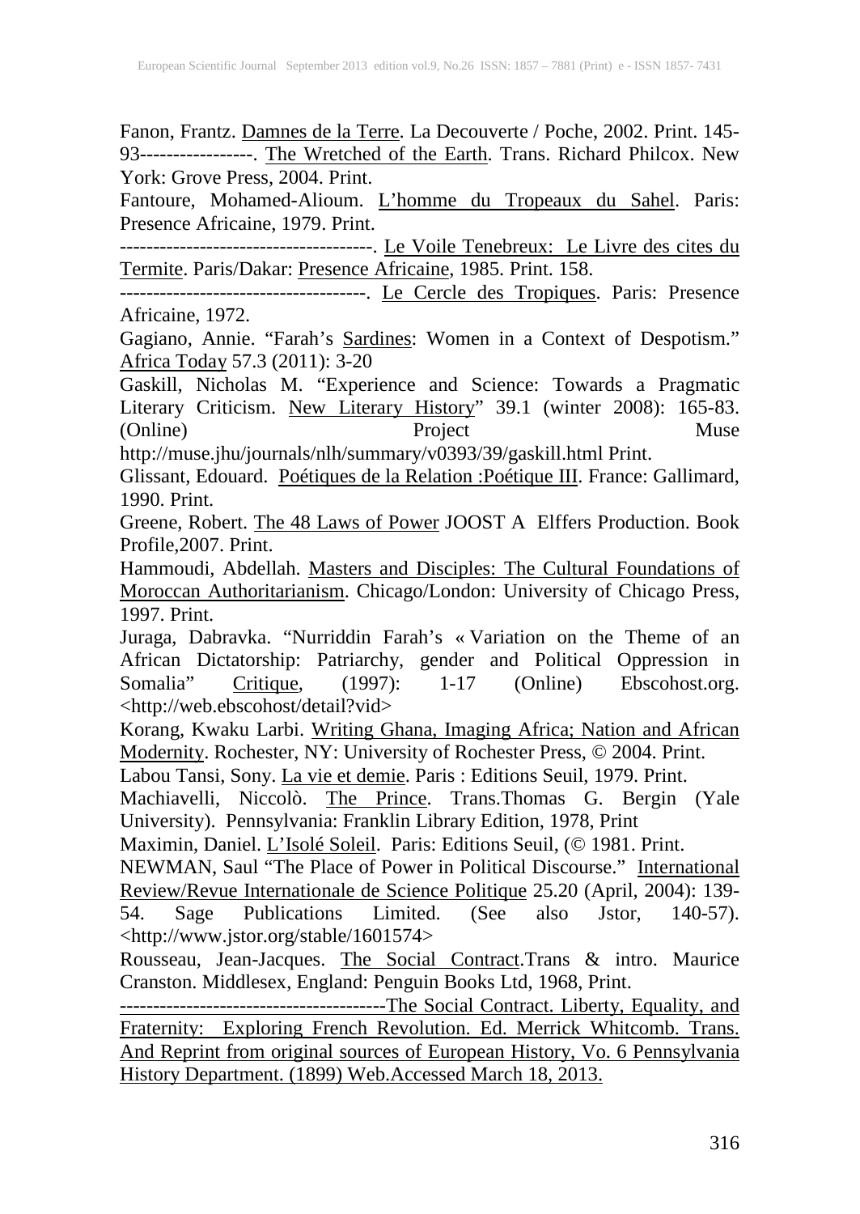Fanon, Frantz. Damnes de la Terre. La Decouverte / Poche, 2002. Print. 145-93-----------------. The Wretched of the Earth. Trans. Richard Philcox. New York: Grove Press, 2004. Print.

Fantoure, Mohamed-Alioum. L'homme du Tropeaux du Sahel. Paris: Presence Africaine, 1979. Print.

--------------------------------------. Le Voile Tenebreux: Le Livre des cites du Termite. Paris/Dakar: Presence Africaine, 1985. Print. 158.

-------------------------------------. Le Cercle des Tropiques. Paris: Presence Africaine, 1972.

Gagiano, Annie. "Farah's Sardines: Women in a Context of Despotism." Africa Today 57.3 (2011): 3-20

Gaskill, Nicholas M. "Experience and Science: Towards a Pragmatic Literary Criticism. New Literary History" 39.1 (winter 2008): 165-83. (Online) Project Muse http://muse.jhu/journals/nlh/summary/v0393/39/gaskill.html Print.

Glissant, Edouard. Poétiques de la Relation :Poétique III. France: Gallimard, 1990. Print.

Greene, Robert. The 48 Laws of Power JOOST A Elffers Production. Book Profile,2007. Print.

Hammoudi, Abdellah. Masters and Disciples: The Cultural Foundations of Moroccan Authoritarianism. Chicago/London: University of Chicago Press, 1997. Print.

Juraga, Dabravka. "Nurriddin Farah's « Variation on the Theme of an African Dictatorship: Patriarchy, gender and Political Oppression in Somalia" Critique, (1997): 1-17 (Online) Ebscohost.org. <http://web.ebscohost/detail?vid>

Korang, Kwaku Larbi. Writing Ghana, Imaging Africa; Nation and African Modernity. Rochester, NY: University of Rochester Press, © 2004. Print.

Labou Tansi, Sony. La vie et demie. Paris : Editions Seuil, 1979. Print.

Machiavelli, Niccolò. The Prince. Trans.Thomas G. Bergin (Yale University). Pennsylvania: Franklin Library Edition, 1978, Print

Maximin, Daniel. L'Isolé Soleil. Paris: Editions Seuil, (© 1981. Print.

NEWMAN, Saul "The Place of Power in Political Discourse." International Review/Revue Internationale de Science Politique 25.20 (April, 2004): 139-54. Sage Publications Limited. (See also Jstor, 140-57). <http://www.jstor.org/stable/1601574>

Rousseau, Jean-Jacques. The Social Contract.Trans & intro. Maurice Cranston. Middlesex, England: Penguin Books Ltd, 1968, Print.

----------------------------------------The Social Contract. Liberty, Equality, and Fraternity: Exploring French Revolution. Ed. Merrick Whitcomb. Trans. And Reprint from original sources of European History, Vo. 6 Pennsylvania History Department. (1899) Web.Accessed March 18, 2013.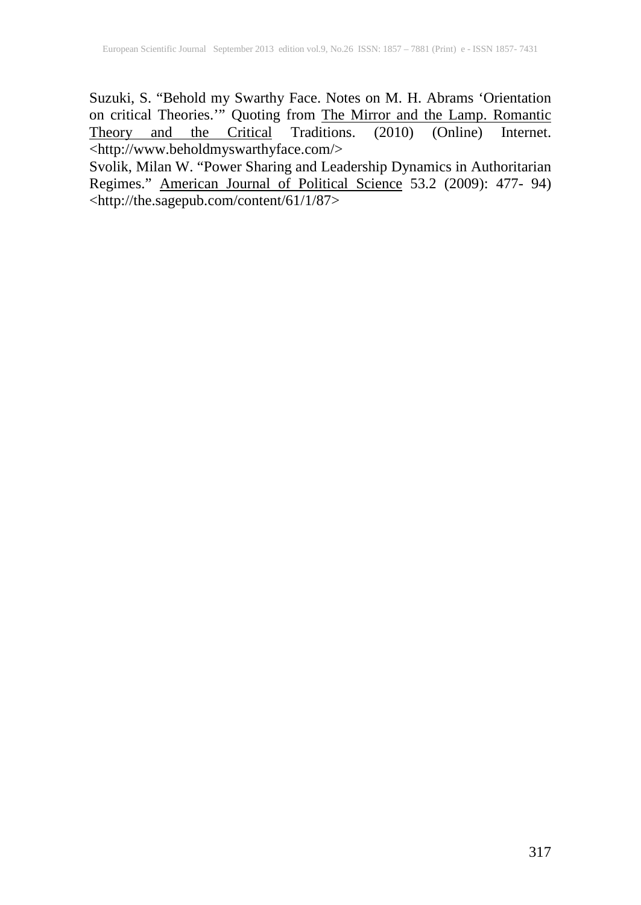Suzuki, S. "Behold my Swarthy Face. Notes on M. H. Abrams 'Orientation on critical Theories.'" Quoting from The Mirror and the Lamp. Romantic Theory and the Critical Traditions. (2010) (Online) Internet. <http://www.beholdmyswarthyface.com/>

Svolik, Milan W. "Power Sharing and Leadership Dynamics in Authoritarian Regimes." American Journal of Political Science 53.2 (2009): 477- 94) <http://the.sagepub.com/content/61/1/87>